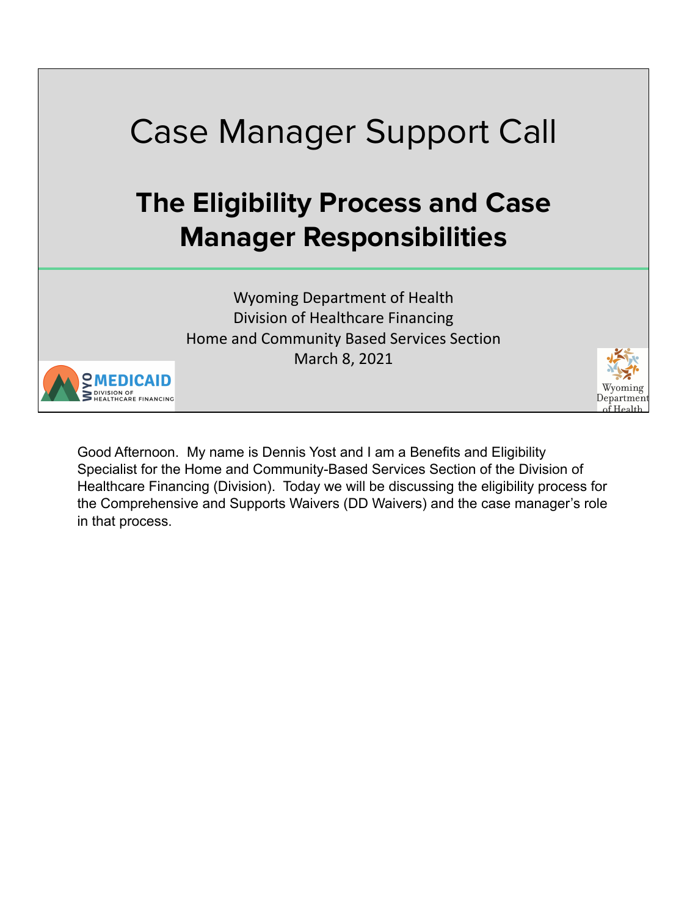# Case Manager Support Call

## The Eligibility Process and Case Manager Responsibilities

Wyoming Department of Health
Division of Healthcare Financing
Home and Community Based Services Section
March 8, 2021

WYO MEDICAID
DIVISION OF HEALTHCARE FINANCING

Wyoming Department of Health

Good Afternoon. My name is Dennis Yost and I am a Benefits and Eligibility Specialist for the Home and Community-Based Services Section of the Division of Healthcare Financing (Division). Today we will be discussing the eligibility process for the Comprehensive and Supports Waivers (DD Waivers) and the case manager's role in that process.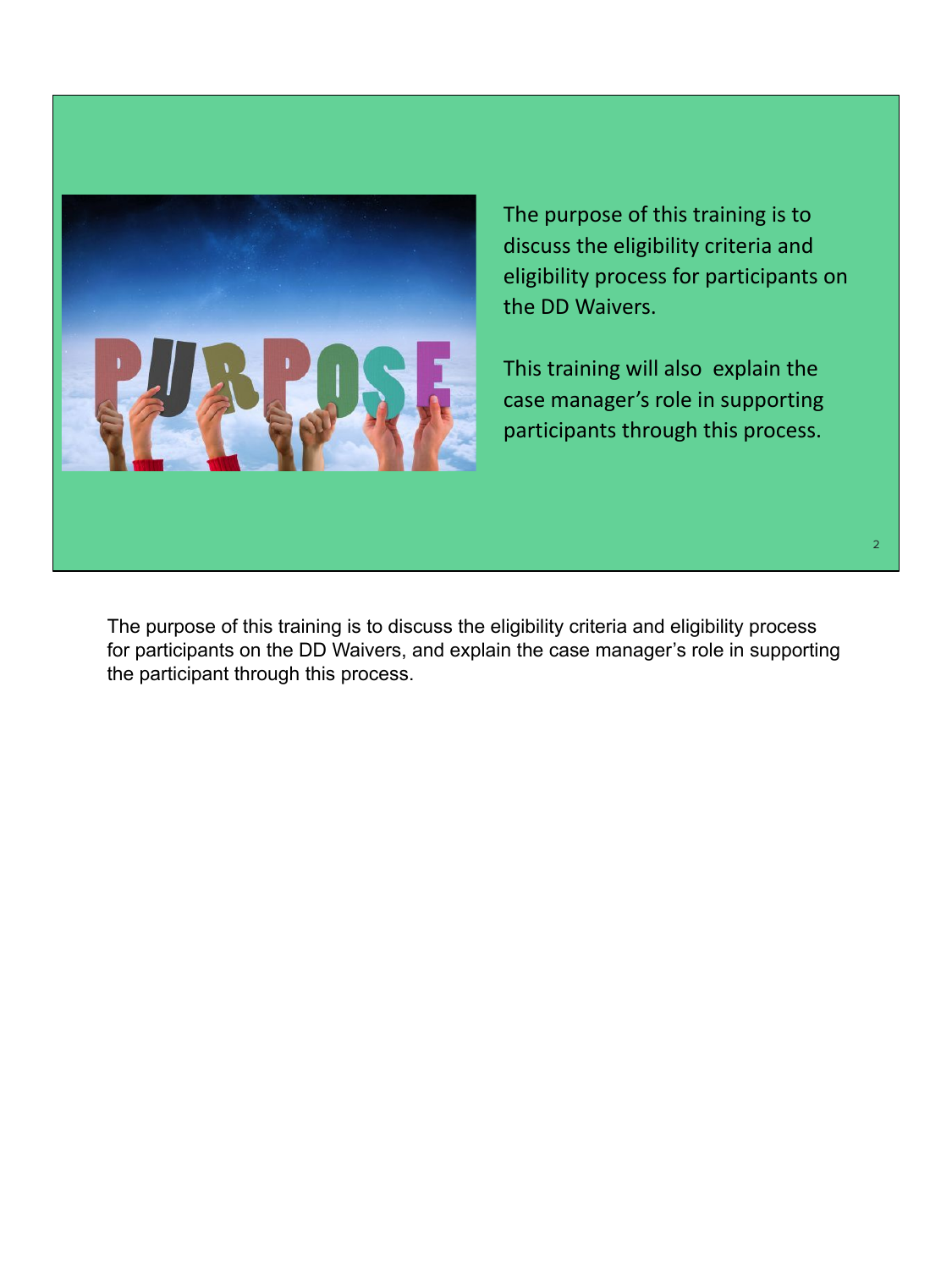The purpose of this training is to discuss the eligibility criteria and eligibility process for participants on the DD Waivers.

This training will also explain the case manager's role in supporting participants through this process.

The purpose of this training is to discuss the eligibility criteria and eligibility process for participants on the DD Waivers, and explain the case manager's role in supporting the participant through this process.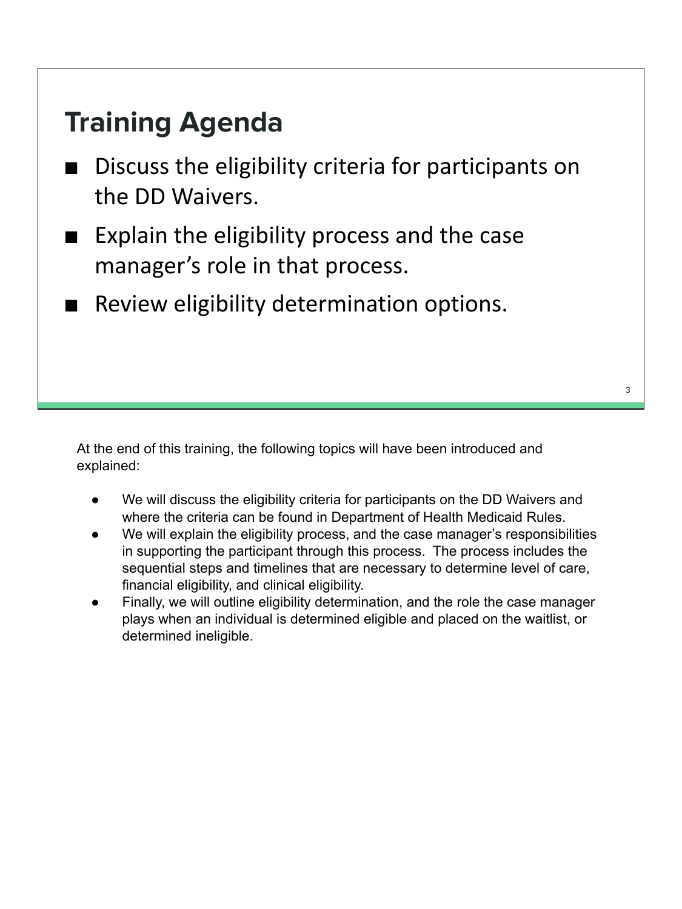## Training Agenda

- Discuss the eligibility criteria for participants on the DD Waivers.
- Explain the eligibility process and the case manager's role in that process.
- Review eligibility determination options.

At the end of this training, the following topics will have been introduced and explained:

- We will discuss the eligibility criteria for participants on the DD Waivers and where the criteria can be found in Department of Health Medicaid Rules.
- We will explain the eligibility process, and the case manager's responsibilities in supporting the participant through this process. The process includes the sequential steps and timelines that are necessary to determine level of care, financial eligibility, and clinical eligibility.
- Finally, we will outline eligibility determination, and the role the case manager plays when an individual is determined eligible and placed on the waitlist, or determined ineligible.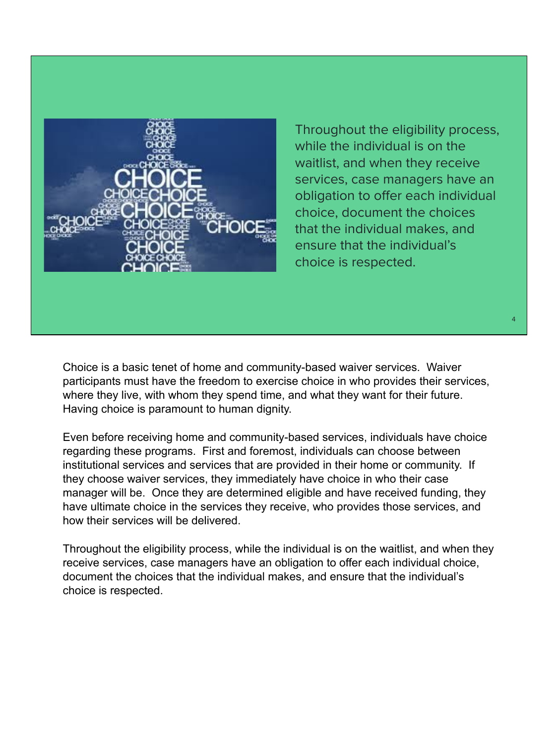Throughout the eligibility process, while the individual is on the waitlist, and when they receive services, case managers have an obligation to offer each individual choice, document the choices that the individual makes, and ensure that the individual's choice is respected.

Choice is a basic tenet of home and community-based waiver services. Waiver participants must have the freedom to exercise choice in who provides their services, where they live, with whom they spend time, and what they want for their future. Having choice is paramount to human dignity.

Even before receiving home and community-based services, individuals have choice regarding these programs. First and foremost, individuals can choose between institutional services and services that are provided in their home or community. If they choose waiver services, they immediately have choice in who their case manager will be. Once they are determined eligible and have received funding, they have ultimate choice in the services they receive, who provides those services, and how their services will be delivered.

Throughout the eligibility process, while the individual is on the waitlist, and when they receive services, case managers have an obligation to offer each individual choice, document the choices that the individual makes, and ensure that the individual's choice is respected.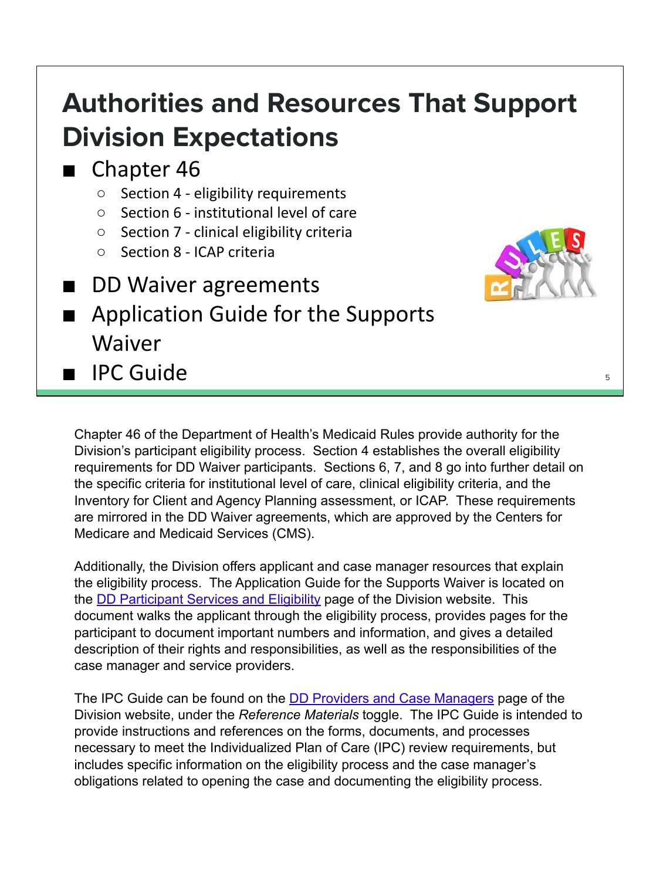# Authorities and Resources That Support Division Expectations

- Chapter 46
  - Section 4 - eligibility requirements
  - Section 6 - institutional level of care
  - Section 7 - clinical eligibility criteria
  - Section 8 - ICAP criteria
- DD Waiver agreements
- Application Guide for the Supports Waiver
- IPC Guide

Chapter 46 of the Department of Health's Medicaid Rules provide authority for the Division's participant eligibility process. Section 4 establishes the overall eligibility requirements for DD Waiver participants. Sections 6, 7, and 8 go into further detail on the specific criteria for institutional level of care, clinical eligibility criteria, and the Inventory for Client and Agency Planning assessment, or ICAP. These requirements are mirrored in the DD Waiver agreements, which are approved by the Centers for Medicare and Medicaid Services (CMS).

Additionally, the Division offers applicant and case manager resources that explain the eligibility process. The Application Guide for the Supports Waiver is located on the DD Participant Services and Eligibility page of the Division website. This document walks the applicant through the eligibility process, provides pages for the participant to document important numbers and information, and gives a detailed description of their rights and responsibilities, as well as the responsibilities of the case manager and service providers.

The IPC Guide can be found on the DD Providers and Case Managers page of the Division website, under the *Reference Materials* toggle. The IPC Guide is intended to provide instructions and references on the forms, documents, and processes necessary to meet the Individualized Plan of Care (IPC) review requirements, but includes specific information on the eligibility process and the case manager's obligations related to opening the case and documenting the eligibility process.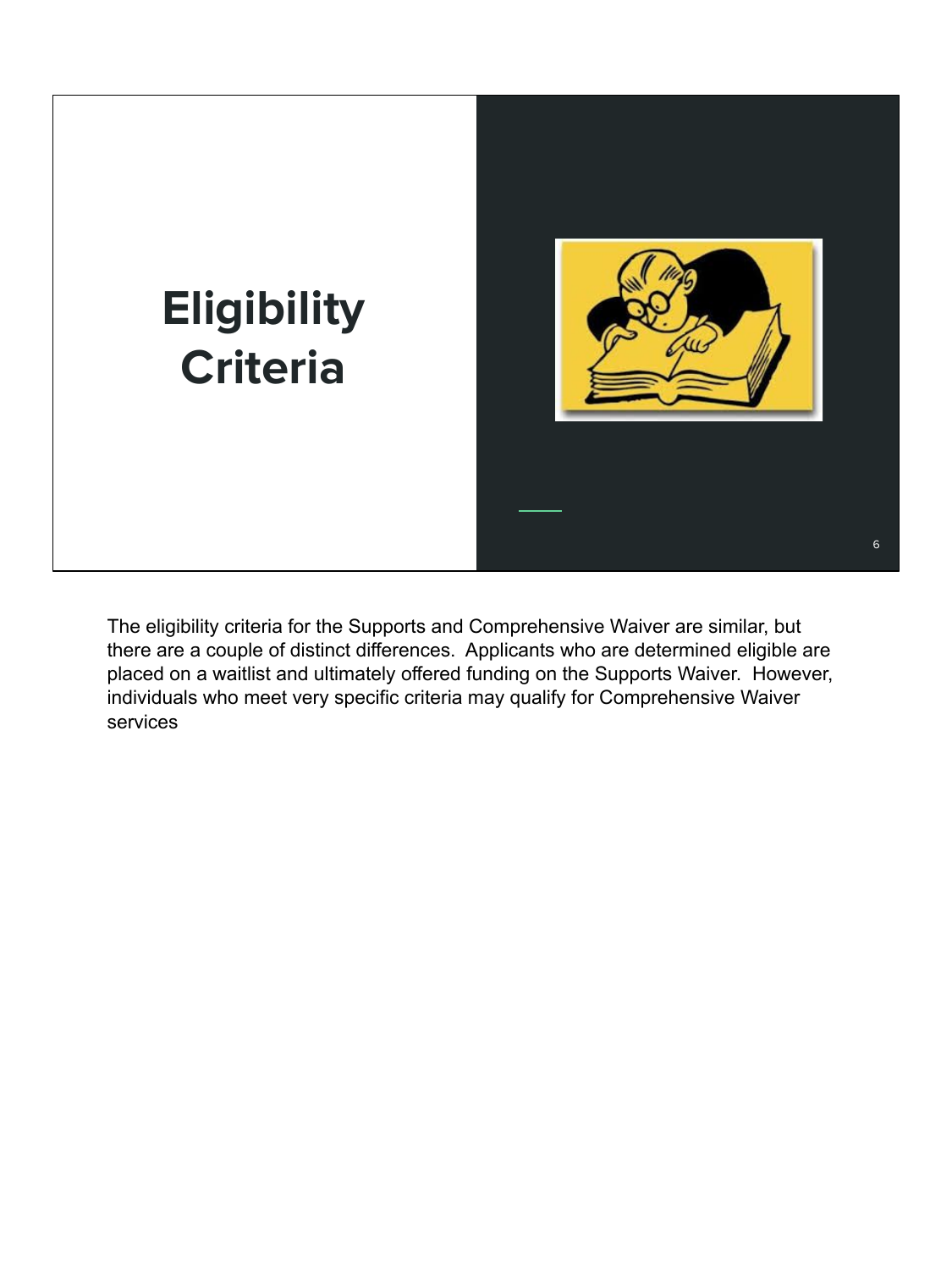# Eligibility Criteria

The eligibility criteria for the Supports and Comprehensive Waiver are similar, but there are a couple of distinct differences. Applicants who are determined eligible are placed on a waitlist and ultimately offered funding on the Supports Waiver. However, individuals who meet very specific criteria may qualify for Comprehensive Waiver services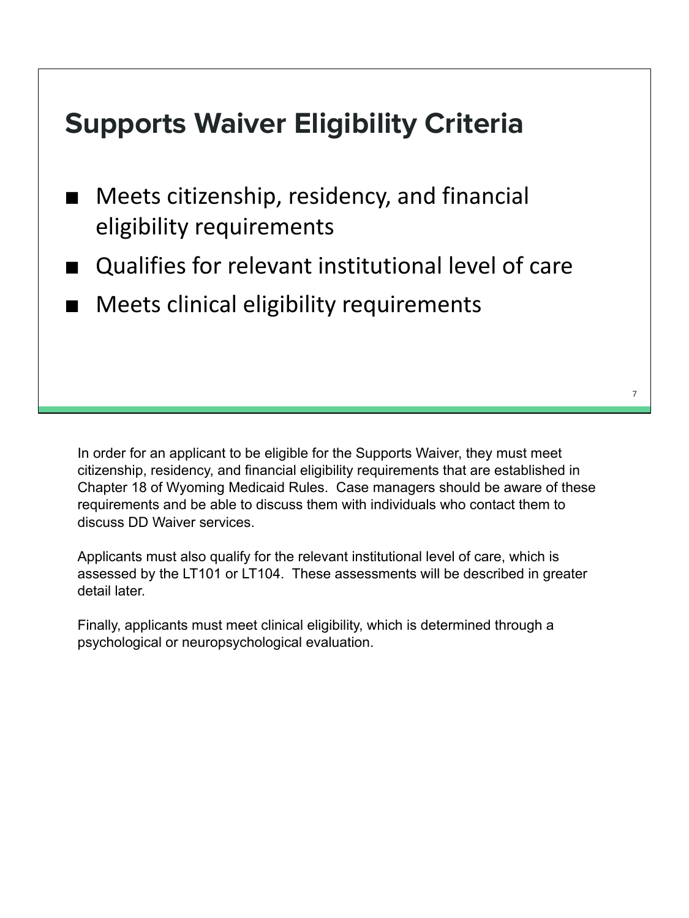# Supports Waiver Eligibility Criteria

- Meets citizenship, residency, and financial eligibility requirements
- Qualifies for relevant institutional level of care
- Meets clinical eligibility requirements

In order for an applicant to be eligible for the Supports Waiver, they must meet citizenship, residency, and financial eligibility requirements that are established in Chapter 18 of Wyoming Medicaid Rules. Case managers should be aware of these requirements and be able to discuss them with individuals who contact them to discuss DD Waiver services.

Applicants must also qualify for the relevant institutional level of care, which is assessed by the LT101 or LT104. These assessments will be described in greater detail later.

Finally, applicants must meet clinical eligibility, which is determined through a psychological or neuropsychological evaluation.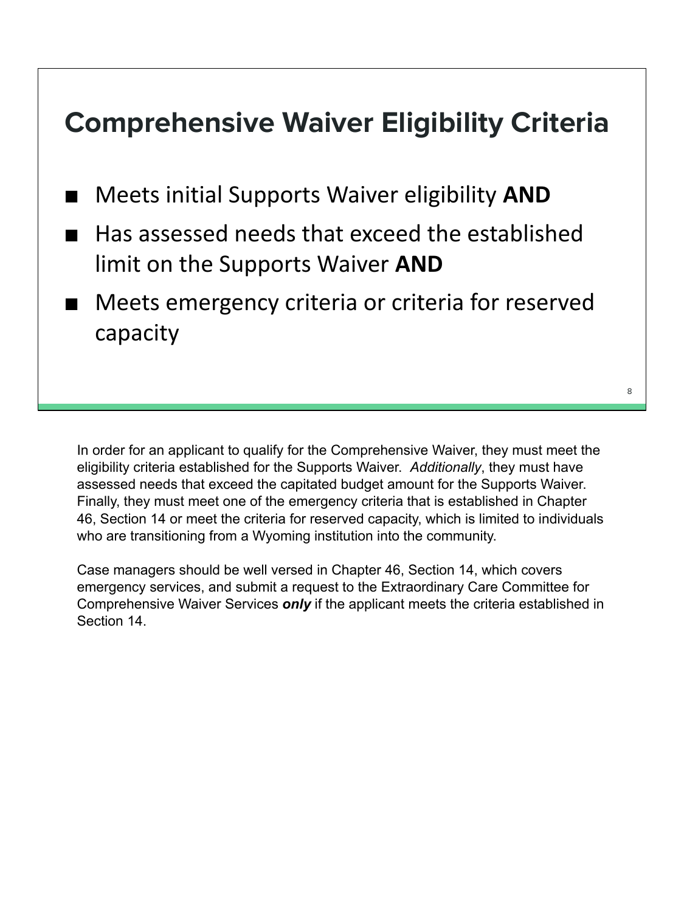## Comprehensive Waiver Eligibility Criteria

- Meets initial Supports Waiver eligibility **AND**
- Has assessed needs that exceed the established limit on the Supports Waiver **AND**
- Meets emergency criteria or criteria for reserved capacity

In order for an applicant to qualify for the Comprehensive Waiver, they must meet the eligibility criteria established for the Supports Waiver. *Additionally*, they must have assessed needs that exceed the capitated budget amount for the Supports Waiver. Finally, they must meet one of the emergency criteria that is established in Chapter 46, Section 14 or meet the criteria for reserved capacity, which is limited to individuals who are transitioning from a Wyoming institution into the community.

Case managers should be well versed in Chapter 46, Section 14, which covers emergency services, and submit a request to the Extraordinary Care Committee for Comprehensive Waiver Services ***only*** if the applicant meets the criteria established in Section 14.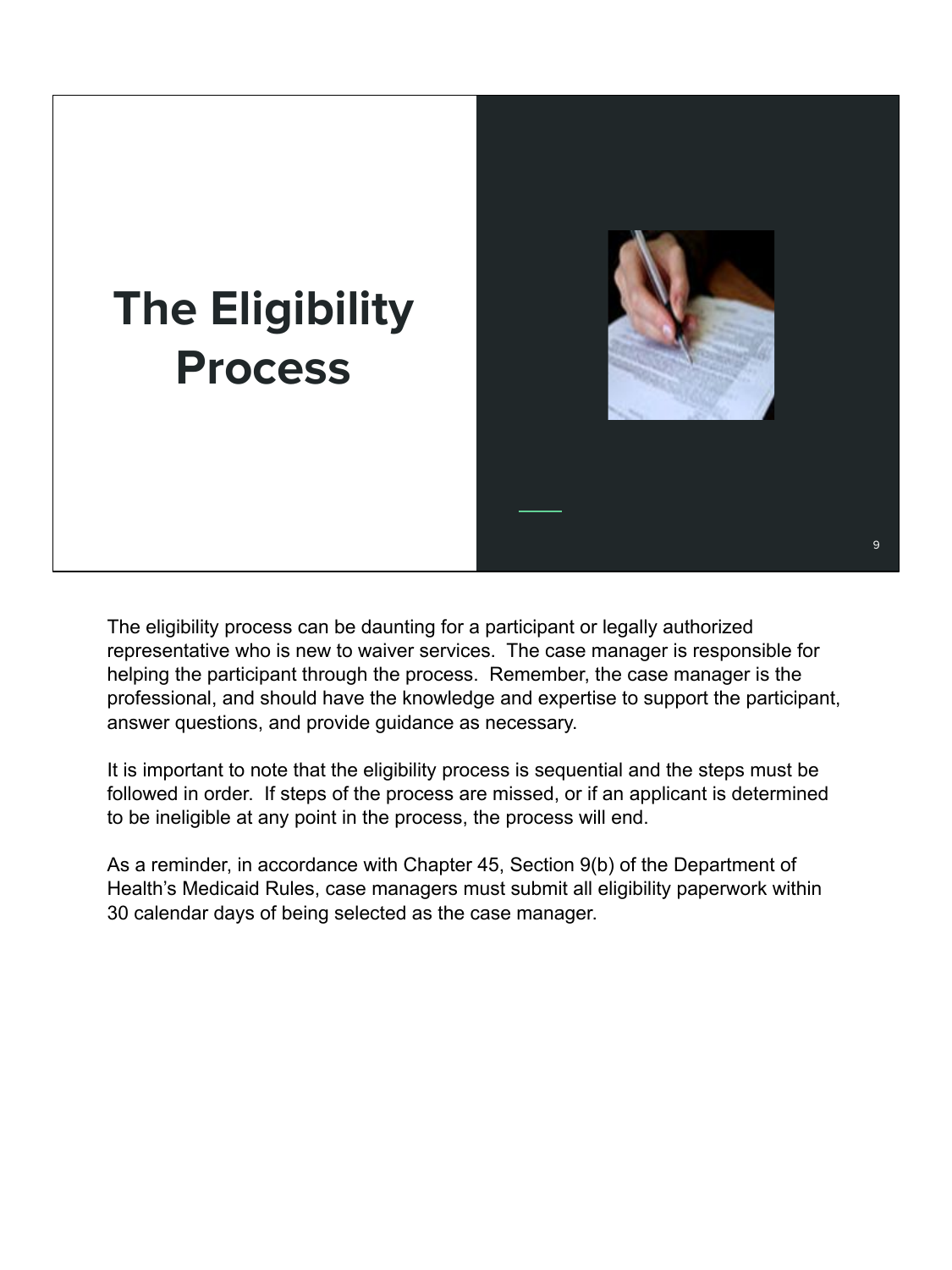# The Eligibility Process

The eligibility process can be daunting for a participant or legally authorized representative who is new to waiver services. The case manager is responsible for helping the participant through the process. Remember, the case manager is the professional, and should have the knowledge and expertise to support the participant, answer questions, and provide guidance as necessary.

It is important to note that the eligibility process is sequential and the steps must be followed in order. If steps of the process are missed, or if an applicant is determined to be ineligible at any point in the process, the process will end.

As a reminder, in accordance with Chapter 45, Section 9(b) of the Department of Health's Medicaid Rules, case managers must submit all eligibility paperwork within 30 calendar days of being selected as the case manager.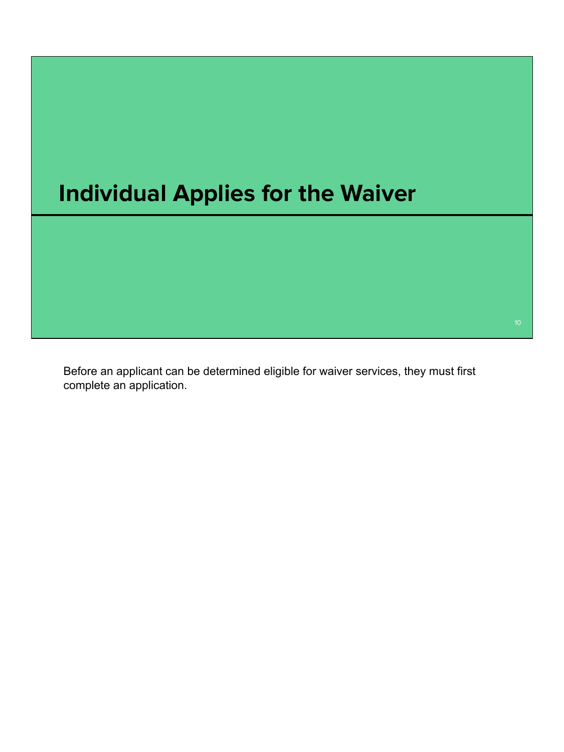# Individual Applies for the Waiver

Before an applicant can be determined eligible for waiver services, they must first complete an application.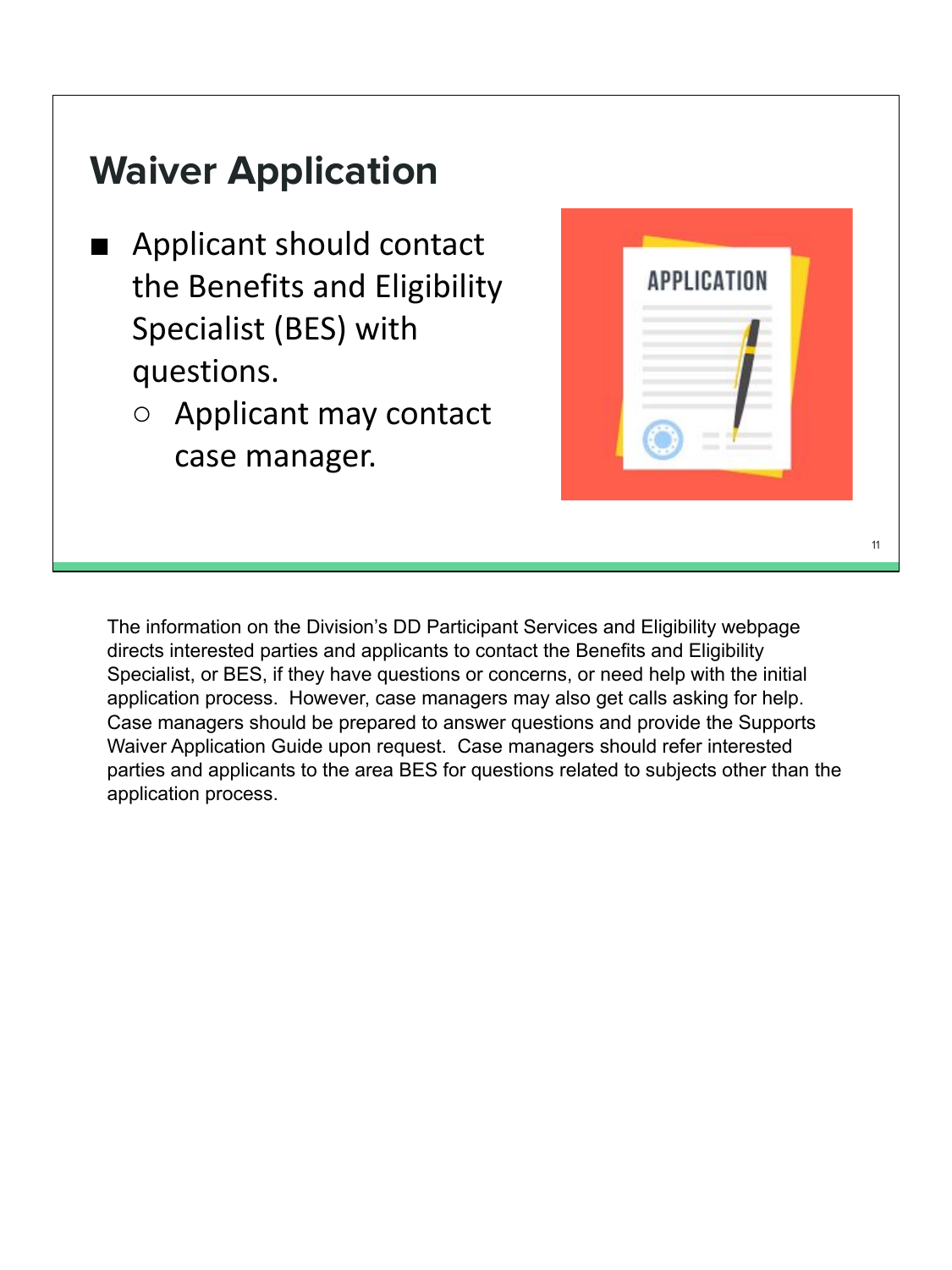## Waiver Application

- Applicant should contact the Benefits and Eligibility Specialist (BES) with questions.
  - Applicant may contact case manager.

The information on the Division's DD Participant Services and Eligibility webpage directs interested parties and applicants to contact the Benefits and Eligibility Specialist, or BES, if they have questions or concerns, or need help with the initial application process. However, case managers may also get calls asking for help. Case managers should be prepared to answer questions and provide the Supports Waiver Application Guide upon request. Case managers should refer interested parties and applicants to the area BES for questions related to subjects other than the application process.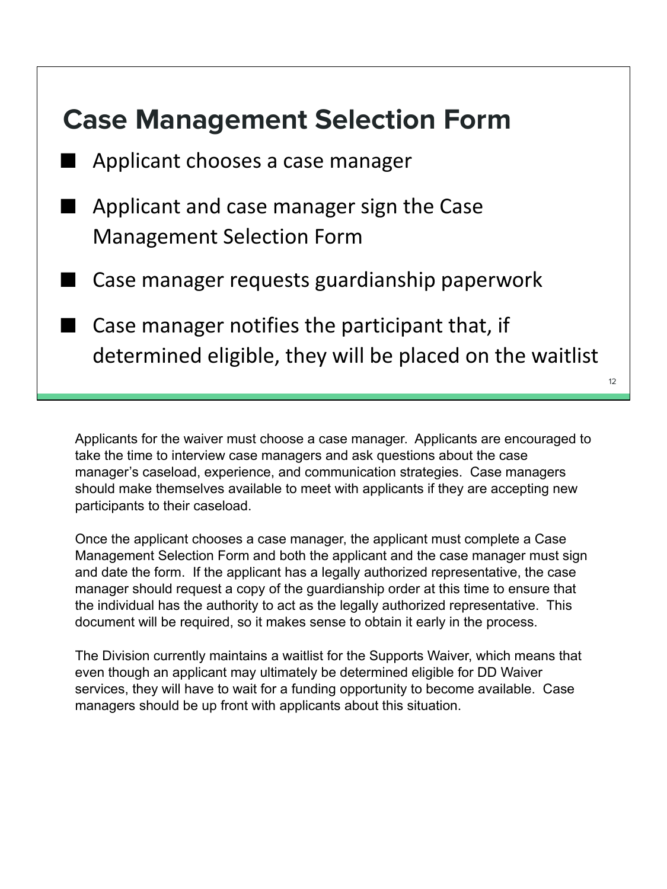## Case Management Selection Form

- Applicant chooses a case manager
- Applicant and case manager sign the Case Management Selection Form
- Case manager requests guardianship paperwork
- Case manager notifies the participant that, if determined eligible, they will be placed on the waitlist

Applicants for the waiver must choose a case manager. Applicants are encouraged to take the time to interview case managers and ask questions about the case manager's caseload, experience, and communication strategies. Case managers should make themselves available to meet with applicants if they are accepting new participants to their caseload.

Once the applicant chooses a case manager, the applicant must complete a Case Management Selection Form and both the applicant and the case manager must sign and date the form. If the applicant has a legally authorized representative, the case manager should request a copy of the guardianship order at this time to ensure that the individual has the authority to act as the legally authorized representative. This document will be required, so it makes sense to obtain it early in the process.

The Division currently maintains a waitlist for the Supports Waiver, which means that even though an applicant may ultimately be determined eligible for DD Waiver services, they will have to wait for a funding opportunity to become available. Case managers should be up front with applicants about this situation.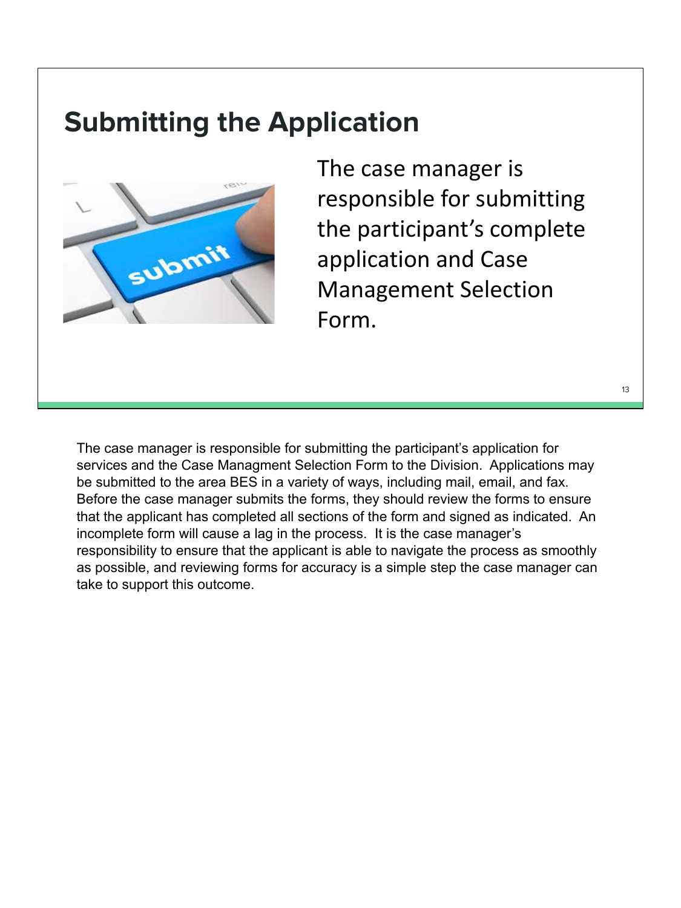## Submitting the Application

The case manager is responsible for submitting the participant's complete application and Case Management Selection Form.

The case manager is responsible for submitting the participant's application for services and the Case Managment Selection Form to the Division. Applications may be submitted to the area BES in a variety of ways, including mail, email, and fax. Before the case manager submits the forms, they should review the forms to ensure that the applicant has completed all sections of the form and signed as indicated. An incomplete form will cause a lag in the process. It is the case manager's responsibility to ensure that the applicant is able to navigate the process as smoothly as possible, and reviewing forms for accuracy is a simple step the case manager can take to support this outcome.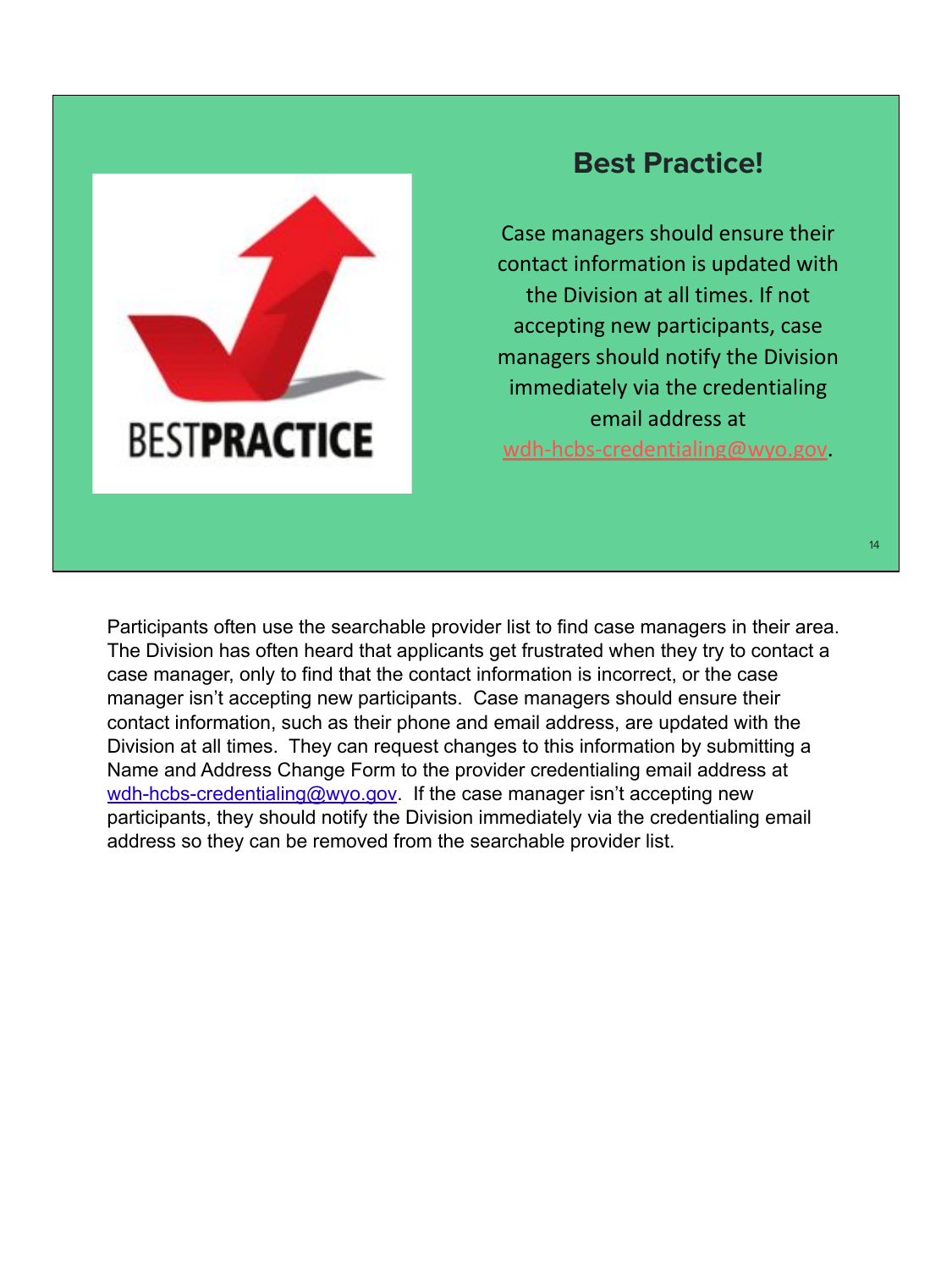## Best Practice!

Case managers should ensure their contact information is updated with the Division at all times. If not accepting new participants, case managers should notify the Division immediately via the credentialing email address at wdh-hcbs-credentialing@wyo.gov.

Participants often use the searchable provider list to find case managers in their area. The Division has often heard that applicants get frustrated when they try to contact a case manager, only to find that the contact information is incorrect, or the case manager isn't accepting new participants. Case managers should ensure their contact information, such as their phone and email address, are updated with the Division at all times. They can request changes to this information by submitting a Name and Address Change Form to the provider credentialing email address at wdh-hcbs-credentialing@wyo.gov. If the case manager isn't accepting new participants, they should notify the Division immediately via the credentialing email address so they can be removed from the searchable provider list.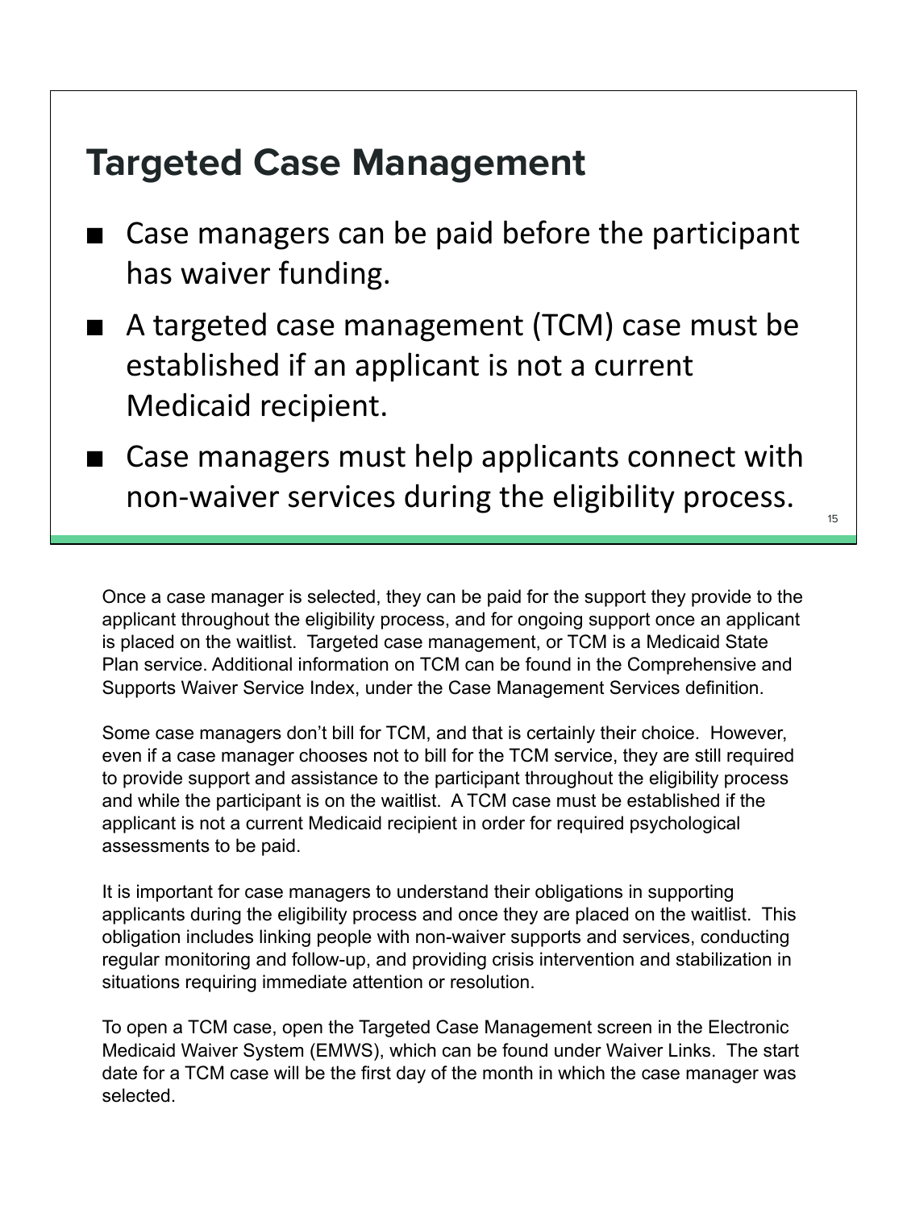## Targeted Case Management

- Case managers can be paid before the participant has waiver funding.
- A targeted case management (TCM) case must be established if an applicant is not a current Medicaid recipient.
- Case managers must help applicants connect with non-waiver services during the eligibility process.

Once a case manager is selected, they can be paid for the support they provide to the applicant throughout the eligibility process, and for ongoing support once an applicant is placed on the waitlist. Targeted case management, or TCM is a Medicaid State Plan service. Additional information on TCM can be found in the Comprehensive and Supports Waiver Service Index, under the Case Management Services definition.

Some case managers don't bill for TCM, and that is certainly their choice. However, even if a case manager chooses not to bill for the TCM service, they are still required to provide support and assistance to the participant throughout the eligibility process and while the participant is on the waitlist. A TCM case must be established if the applicant is not a current Medicaid recipient in order for required psychological assessments to be paid.

It is important for case managers to understand their obligations in supporting applicants during the eligibility process and once they are placed on the waitlist. This obligation includes linking people with non-waiver supports and services, conducting regular monitoring and follow-up, and providing crisis intervention and stabilization in situations requiring immediate attention or resolution.

To open a TCM case, open the Targeted Case Management screen in the Electronic Medicaid Waiver System (EMWS), which can be found under Waiver Links. The start date for a TCM case will be the first day of the month in which the case manager was selected.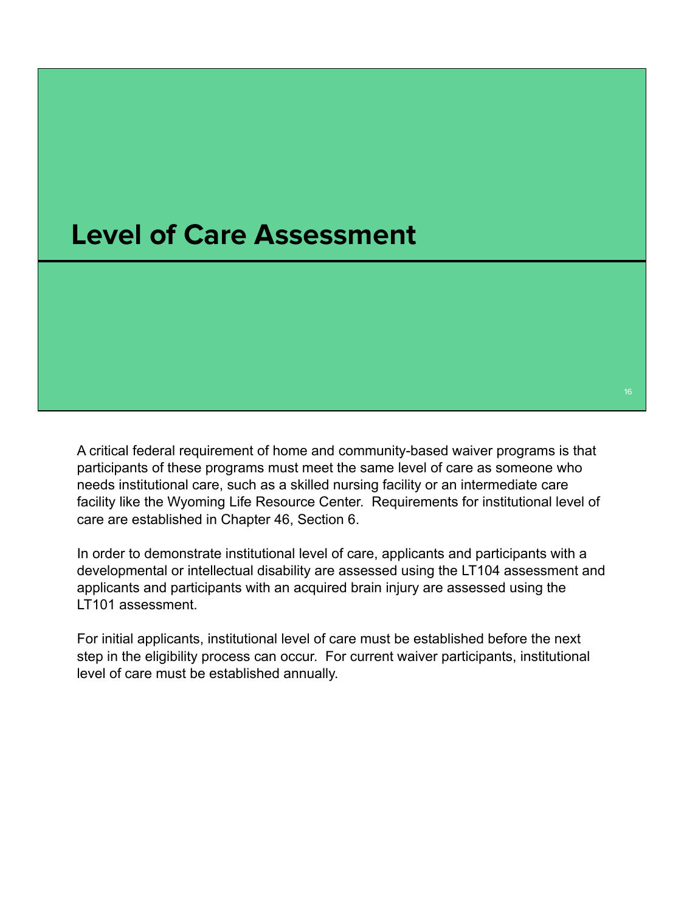# Level of Care Assessment

A critical federal requirement of home and community-based waiver programs is that participants of these programs must meet the same level of care as someone who needs institutional care, such as a skilled nursing facility or an intermediate care facility like the Wyoming Life Resource Center. Requirements for institutional level of care are established in Chapter 46, Section 6.

In order to demonstrate institutional level of care, applicants and participants with a developmental or intellectual disability are assessed using the LT104 assessment and applicants and participants with an acquired brain injury are assessed using the LT101 assessment.

For initial applicants, institutional level of care must be established before the next step in the eligibility process can occur. For current waiver participants, institutional level of care must be established annually.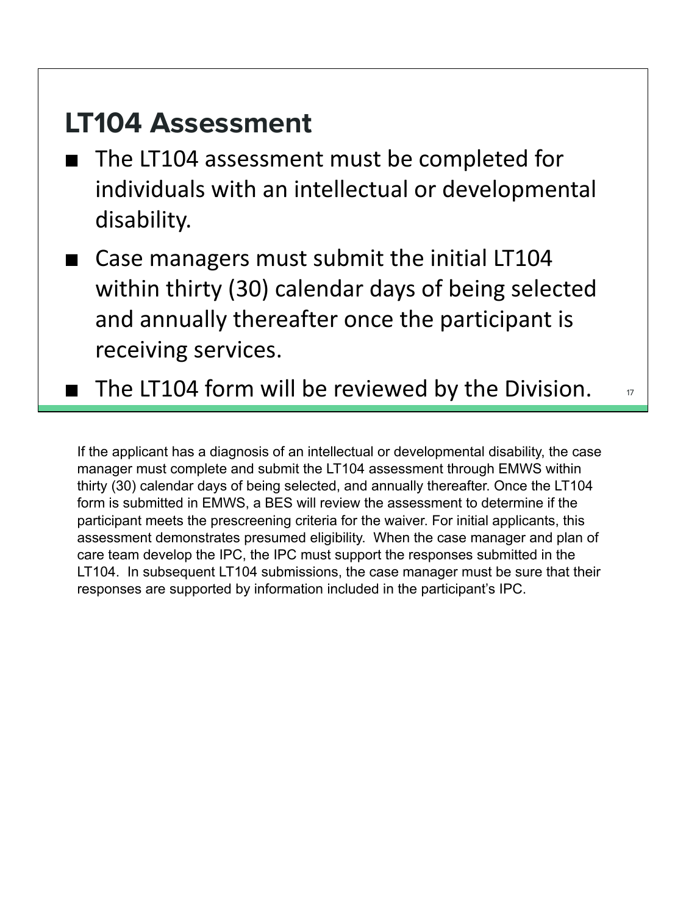## LT104 Assessment

- The LT104 assessment must be completed for individuals with an intellectual or developmental disability.
- Case managers must submit the initial LT104 within thirty (30) calendar days of being selected and annually thereafter once the participant is receiving services.
- The LT104 form will be reviewed by the Division.

If the applicant has a diagnosis of an intellectual or developmental disability, the case manager must complete and submit the LT104 assessment through EMWS within thirty (30) calendar days of being selected, and annually thereafter. Once the LT104 form is submitted in EMWS, a BES will review the assessment to determine if the participant meets the prescreening criteria for the waiver. For initial applicants, this assessment demonstrates presumed eligibility. When the case manager and plan of care team develop the IPC, the IPC must support the responses submitted in the LT104. In subsequent LT104 submissions, the case manager must be sure that their responses are supported by information included in the participant's IPC.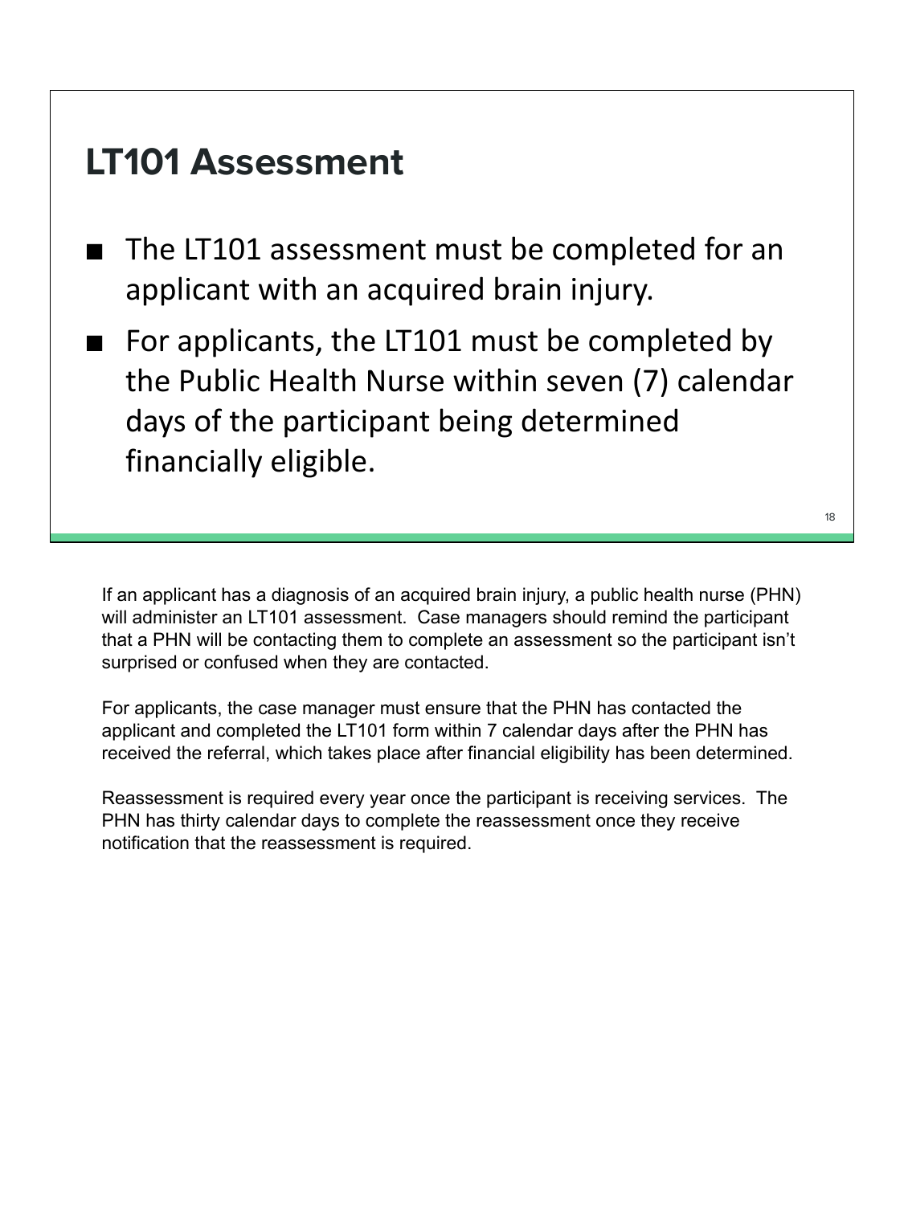## LT101 Assessment

- The LT101 assessment must be completed for an applicant with an acquired brain injury.
- For applicants, the LT101 must be completed by the Public Health Nurse within seven (7) calendar days of the participant being determined financially eligible.

If an applicant has a diagnosis of an acquired brain injury, a public health nurse (PHN) will administer an LT101 assessment. Case managers should remind the participant that a PHN will be contacting them to complete an assessment so the participant isn't surprised or confused when they are contacted.

For applicants, the case manager must ensure that the PHN has contacted the applicant and completed the LT101 form within 7 calendar days after the PHN has received the referral, which takes place after financial eligibility has been determined.

Reassessment is required every year once the participant is receiving services. The PHN has thirty calendar days to complete the reassessment once they receive notification that the reassessment is required.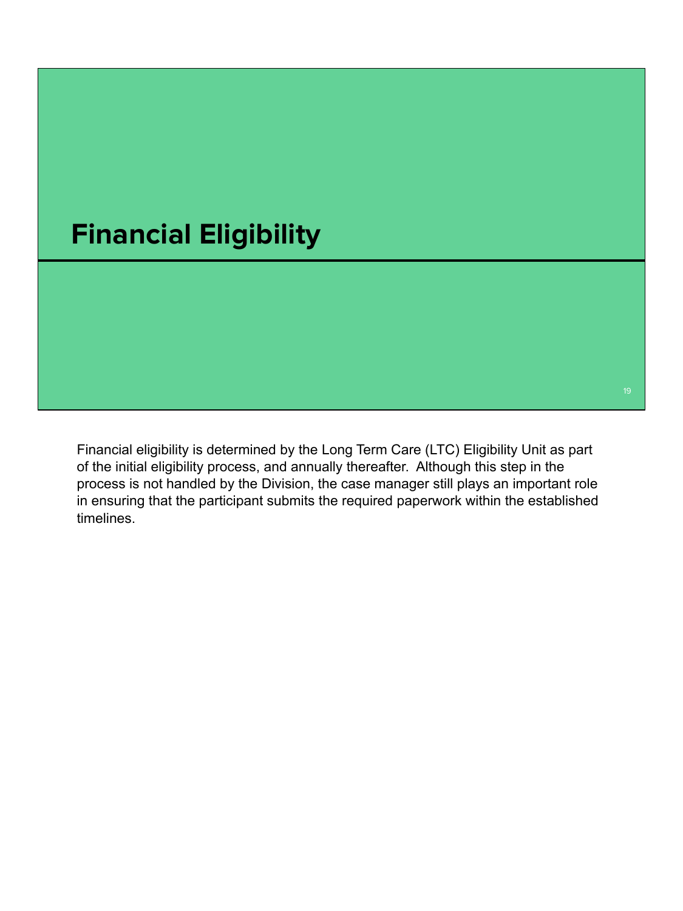# Financial Eligibility

Financial eligibility is determined by the Long Term Care (LTC) Eligibility Unit as part of the initial eligibility process, and annually thereafter. Although this step in the process is not handled by the Division, the case manager still plays an important role in ensuring that the participant submits the required paperwork within the established timelines.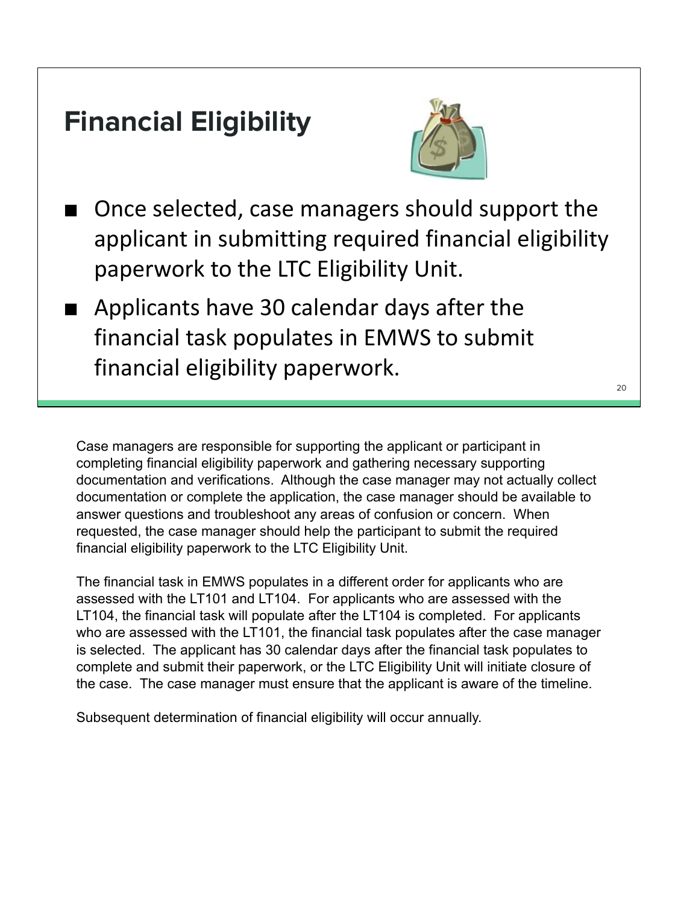## Financial Eligibility

- Once selected, case managers should support the applicant in submitting required financial eligibility paperwork to the LTC Eligibility Unit.
- Applicants have 30 calendar days after the financial task populates in EMWS to submit financial eligibility paperwork.

Case managers are responsible for supporting the applicant or participant in completing financial eligibility paperwork and gathering necessary supporting documentation and verifications. Although the case manager may not actually collect documentation or complete the application, the case manager should be available to answer questions and troubleshoot any areas of confusion or concern. When requested, the case manager should help the participant to submit the required financial eligibility paperwork to the LTC Eligibility Unit.

The financial task in EMWS populates in a different order for applicants who are assessed with the LT101 and LT104. For applicants who are assessed with the LT104, the financial task will populate after the LT104 is completed. For applicants who are assessed with the LT101, the financial task populates after the case manager is selected. The applicant has 30 calendar days after the financial task populates to complete and submit their paperwork, or the LTC Eligibility Unit will initiate closure of the case. The case manager must ensure that the applicant is aware of the timeline.

Subsequent determination of financial eligibility will occur annually.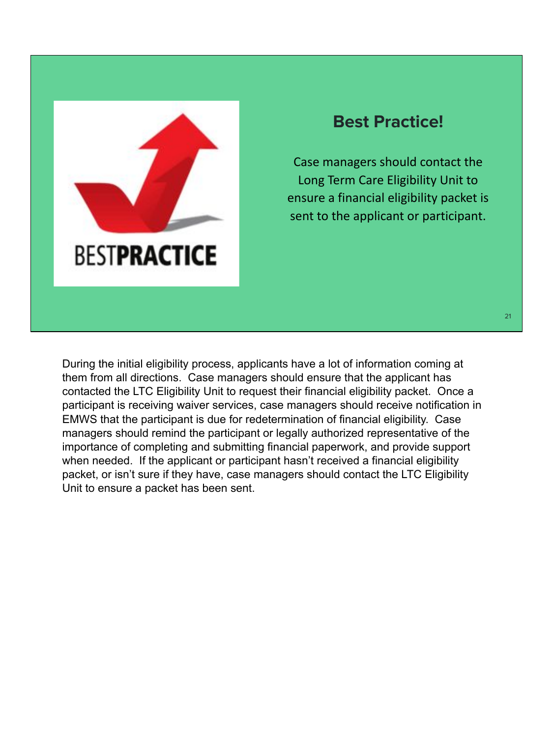## Best Practice!

Case managers should contact the Long Term Care Eligibility Unit to ensure a financial eligibility packet is sent to the applicant or participant.

During the initial eligibility process, applicants have a lot of information coming at them from all directions. Case managers should ensure that the applicant has contacted the LTC Eligibility Unit to request their financial eligibility packet. Once a participant is receiving waiver services, case managers should receive notification in EMWS that the participant is due for redetermination of financial eligibility. Case managers should remind the participant or legally authorized representative of the importance of completing and submitting financial paperwork, and provide support when needed. If the applicant or participant hasn't received a financial eligibility packet, or isn't sure if they have, case managers should contact the LTC Eligibility Unit to ensure a packet has been sent.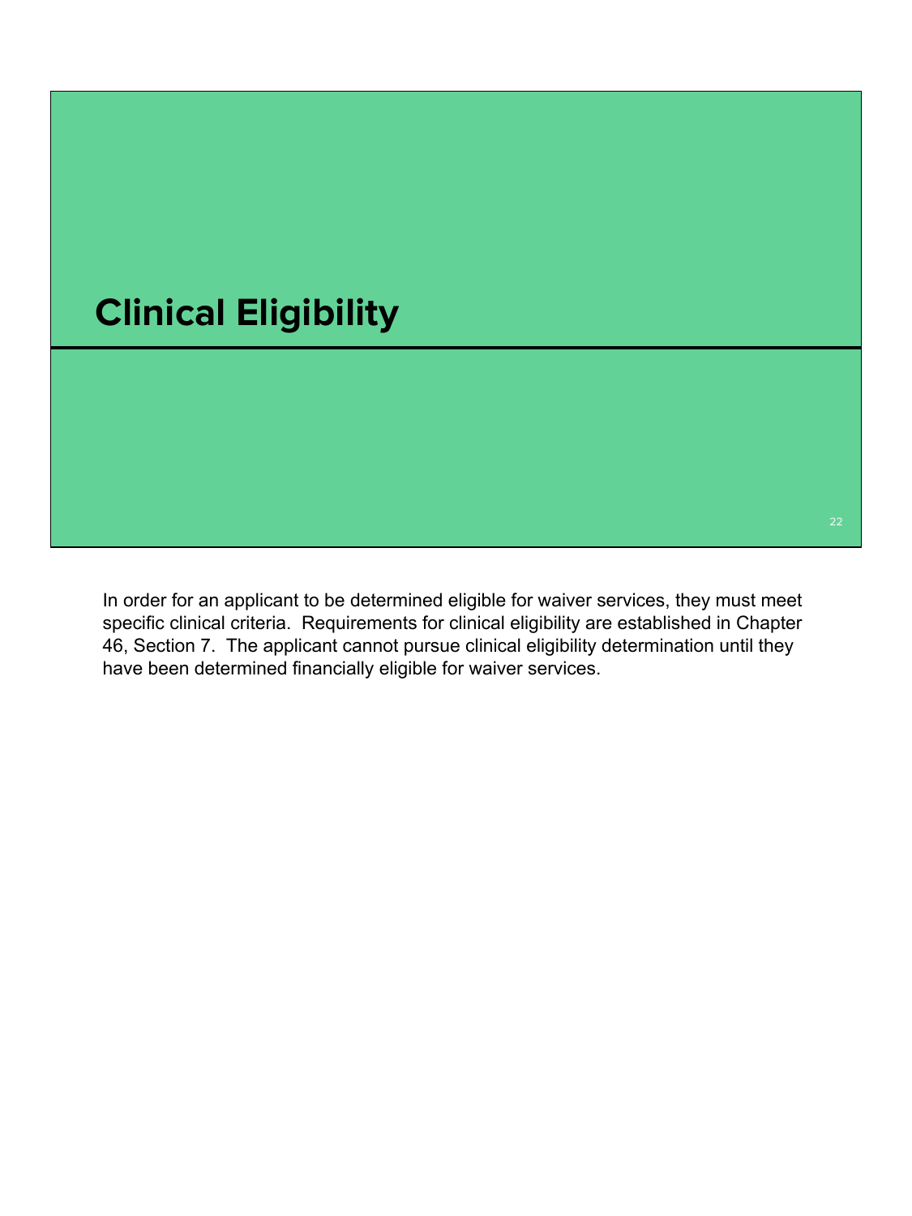# Clinical Eligibility

In order for an applicant to be determined eligible for waiver services, they must meet specific clinical criteria. Requirements for clinical eligibility are established in Chapter 46, Section 7. The applicant cannot pursue clinical eligibility determination until they have been determined financially eligible for waiver services.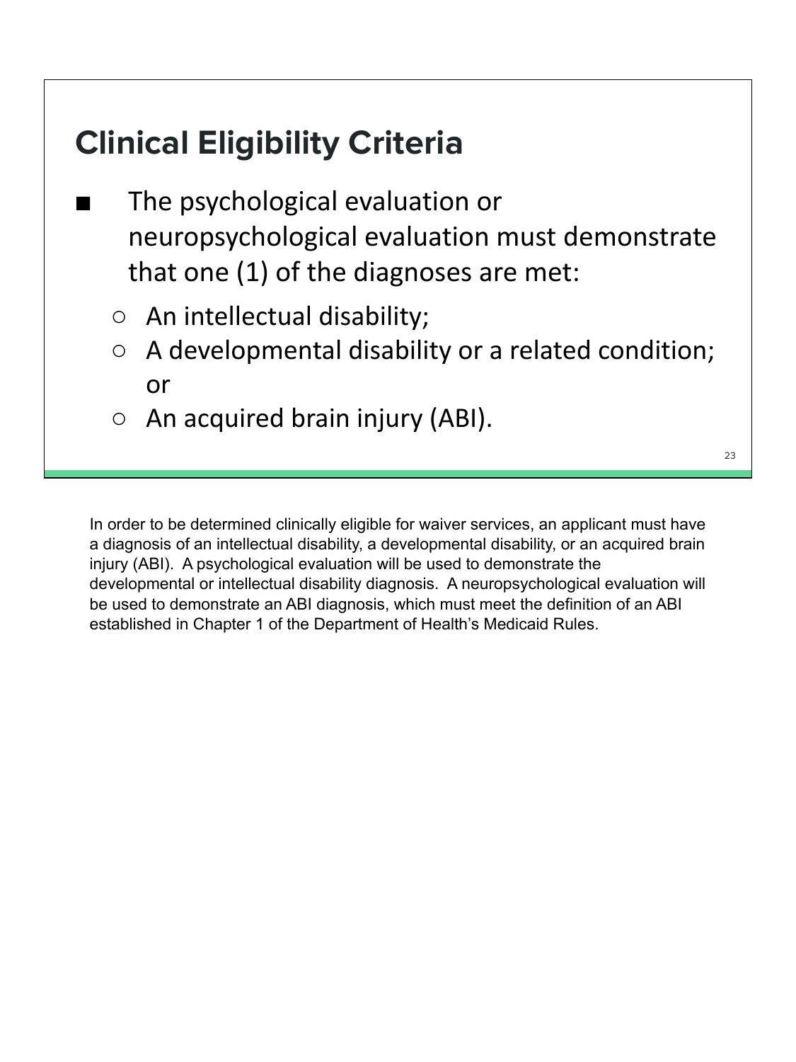## Clinical Eligibility Criteria

- The psychological evaluation or neuropsychological evaluation must demonstrate that one (1) of the diagnoses are met:
  - An intellectual disability;
  - A developmental disability or a related condition; or
  - An acquired brain injury (ABI).

In order to be determined clinically eligible for waiver services, an applicant must have a diagnosis of an intellectual disability, a developmental disability, or an acquired brain injury (ABI). A psychological evaluation will be used to demonstrate the developmental or intellectual disability diagnosis. A neuropsychological evaluation will be used to demonstrate an ABI diagnosis, which must meet the definition of an ABI established in Chapter 1 of the Department of Health's Medicaid Rules.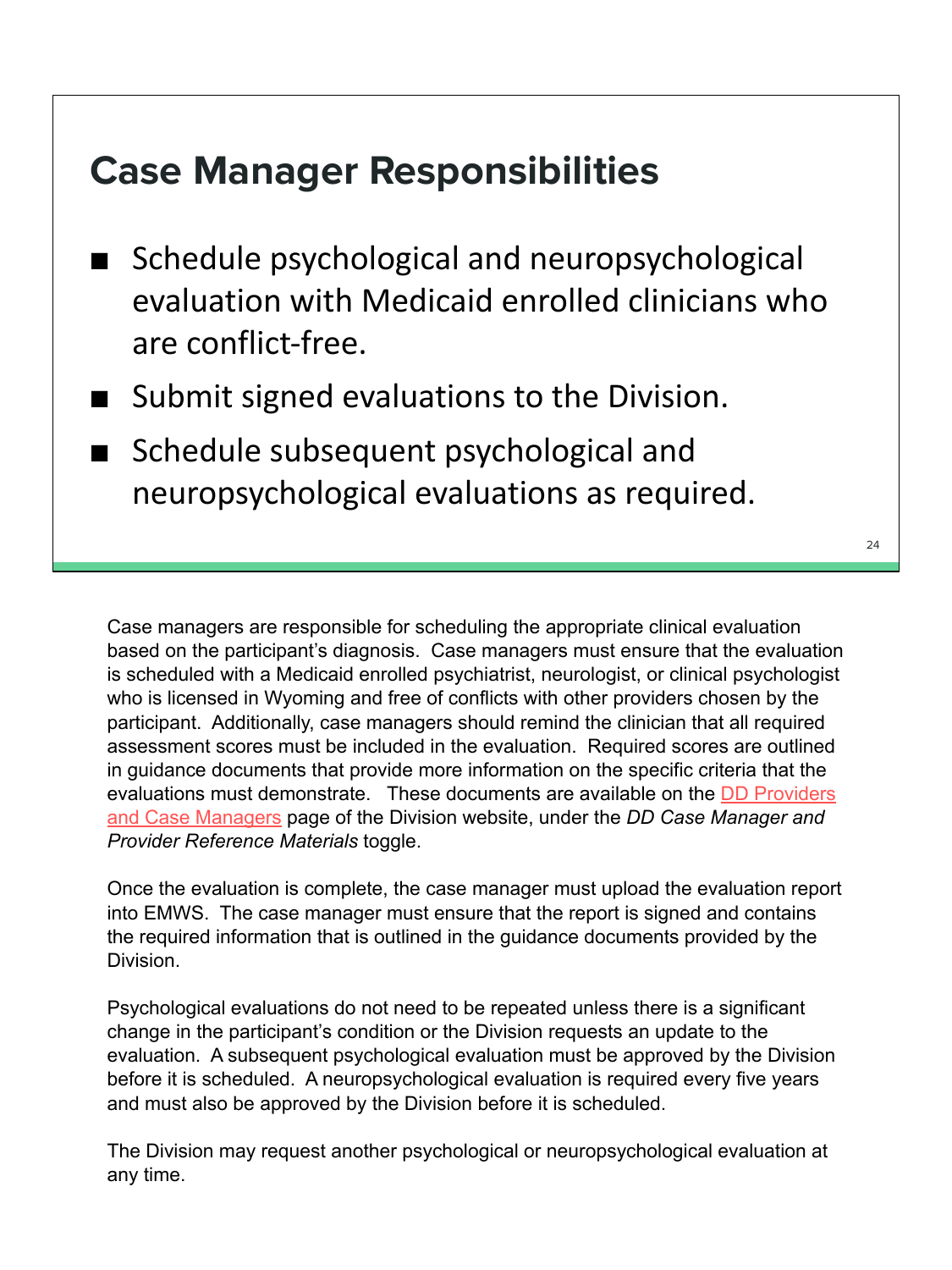## Case Manager Responsibilities

- Schedule psychological and neuropsychological evaluation with Medicaid enrolled clinicians who are conflict-free.
- Submit signed evaluations to the Division.
- Schedule subsequent psychological and neuropsychological evaluations as required.

Case managers are responsible for scheduling the appropriate clinical evaluation based on the participant's diagnosis. Case managers must ensure that the evaluation is scheduled with a Medicaid enrolled psychiatrist, neurologist, or clinical psychologist who is licensed in Wyoming and free of conflicts with other providers chosen by the participant. Additionally, case managers should remind the clinician that all required assessment scores must be included in the evaluation. Required scores are outlined in guidance documents that provide more information on the specific criteria that the evaluations must demonstrate. These documents are available on the DD Providers and Case Managers page of the Division website, under the *DD Case Manager and Provider Reference Materials* toggle.

Once the evaluation is complete, the case manager must upload the evaluation report into EMWS. The case manager must ensure that the report is signed and contains the required information that is outlined in the guidance documents provided by the Division.

Psychological evaluations do not need to be repeated unless there is a significant change in the participant's condition or the Division requests an update to the evaluation. A subsequent psychological evaluation must be approved by the Division before it is scheduled. A neuropsychological evaluation is required every five years and must also be approved by the Division before it is scheduled.

The Division may request another psychological or neuropsychological evaluation at any time.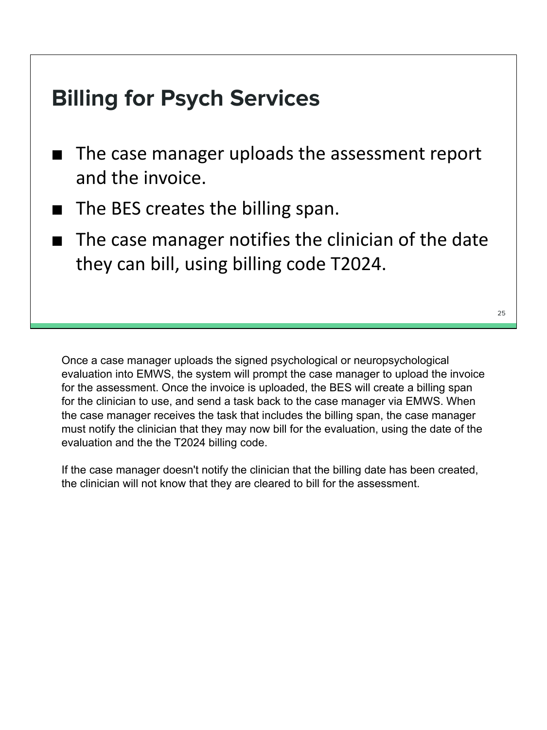## Billing for Psych Services

- The case manager uploads the assessment report and the invoice.
- The BES creates the billing span.
- The case manager notifies the clinician of the date they can bill, using billing code T2024.

Once a case manager uploads the signed psychological or neuropsychological evaluation into EMWS, the system will prompt the case manager to upload the invoice for the assessment. Once the invoice is uploaded, the BES will create a billing span for the clinician to use, and send a task back to the case manager via EMWS. When the case manager receives the task that includes the billing span, the case manager must notify the clinician that they may now bill for the evaluation, using the date of the evaluation and the the T2024 billing code.

If the case manager doesn't notify the clinician that the billing date has been created, the clinician will not know that they are cleared to bill for the assessment.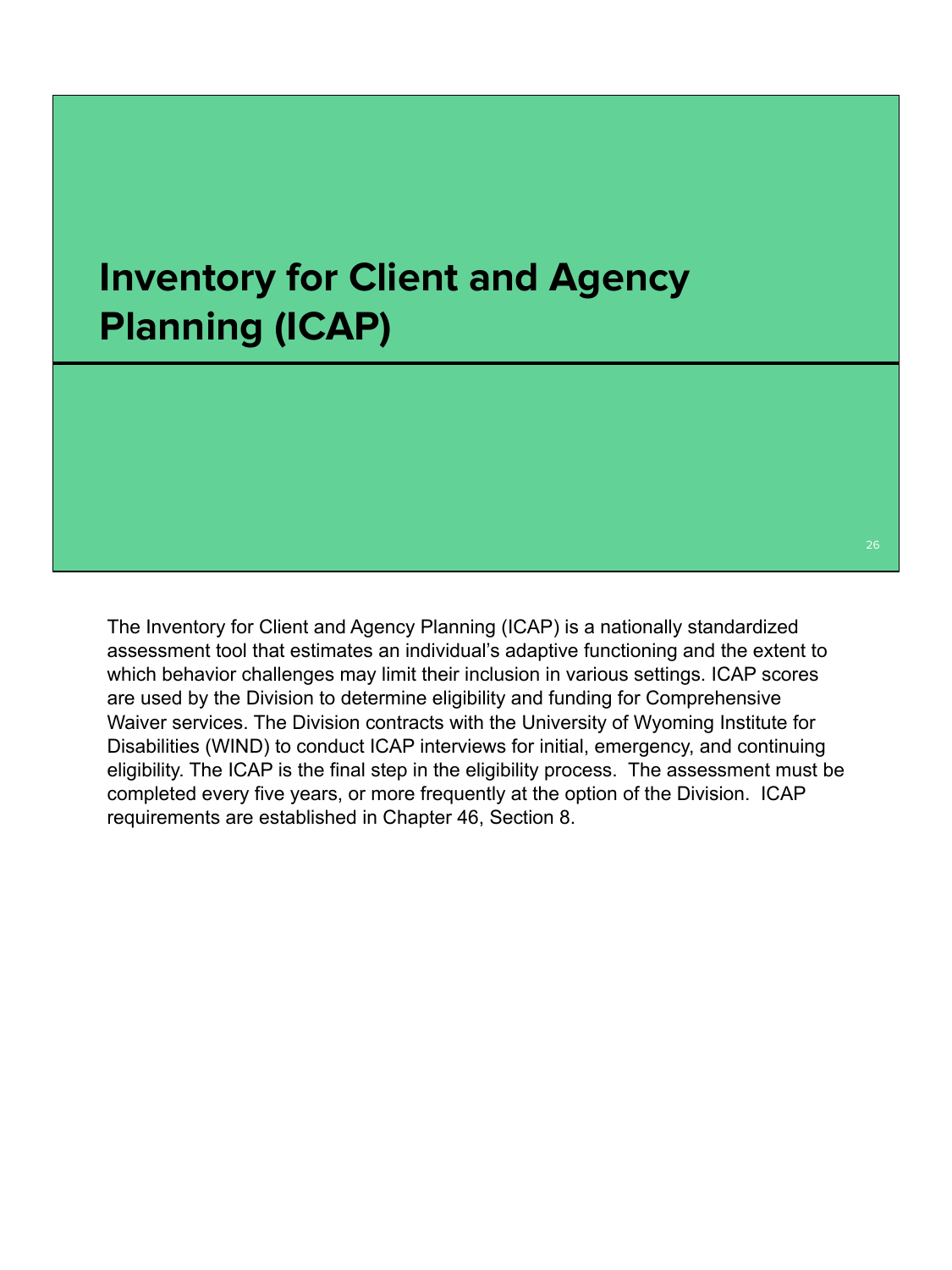# Inventory for Client and Agency Planning (ICAP)

The Inventory for Client and Agency Planning (ICAP) is a nationally standardized assessment tool that estimates an individual's adaptive functioning and the extent to which behavior challenges may limit their inclusion in various settings. ICAP scores are used by the Division to determine eligibility and funding for Comprehensive Waiver services. The Division contracts with the University of Wyoming Institute for Disabilities (WIND) to conduct ICAP interviews for initial, emergency, and continuing eligibility. The ICAP is the final step in the eligibility process. The assessment must be completed every five years, or more frequently at the option of the Division. ICAP requirements are established in Chapter 46, Section 8.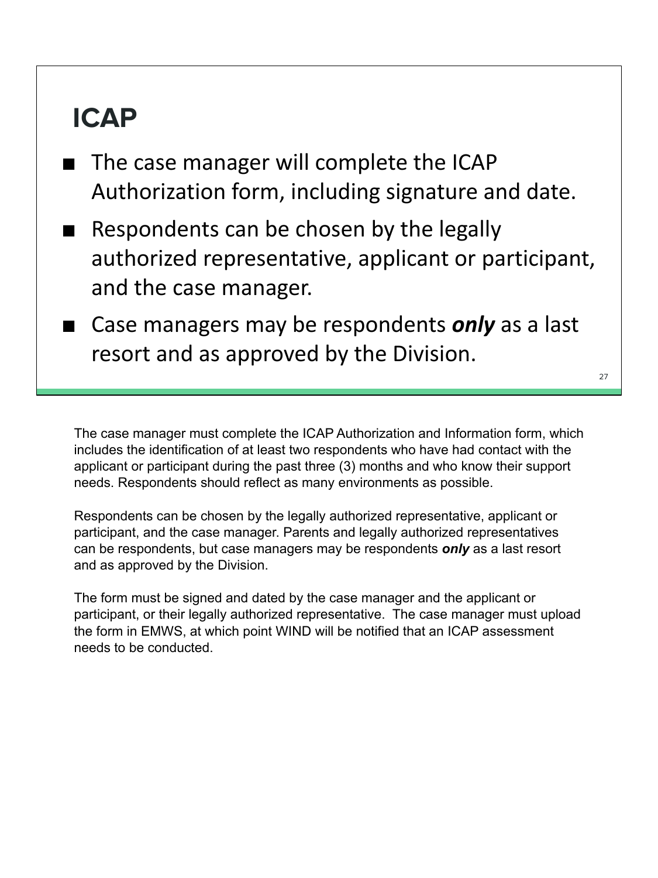## ICAP

- The case manager will complete the ICAP Authorization form, including signature and date.
- Respondents can be chosen by the legally authorized representative, applicant or participant, and the case manager.
- Case managers may be respondents ***only*** as a last resort and as approved by the Division.

The case manager must complete the ICAP Authorization and Information form, which includes the identification of at least two respondents who have had contact with the applicant or participant during the past three (3) months and who know their support needs. Respondents should reflect as many environments as possible.

Respondents can be chosen by the legally authorized representative, applicant or participant, and the case manager. Parents and legally authorized representatives can be respondents, but case managers may be respondents ***only*** as a last resort and as approved by the Division.

The form must be signed and dated by the case manager and the applicant or participant, or their legally authorized representative. The case manager must upload the form in EMWS, at which point WIND will be notified that an ICAP assessment needs to be conducted.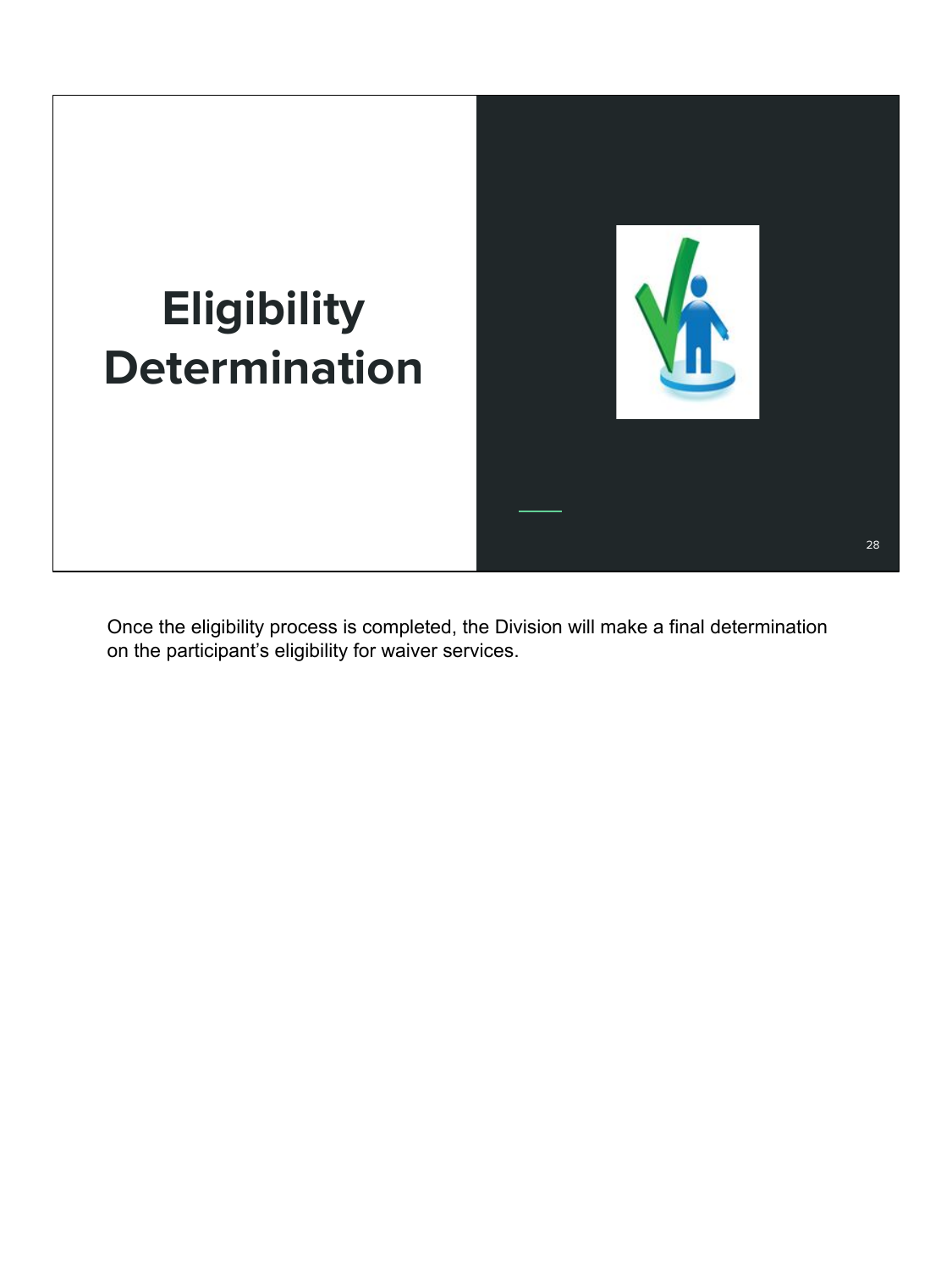# Eligibility Determination

Once the eligibility process is completed, the Division will make a final determination on the participant's eligibility for waiver services.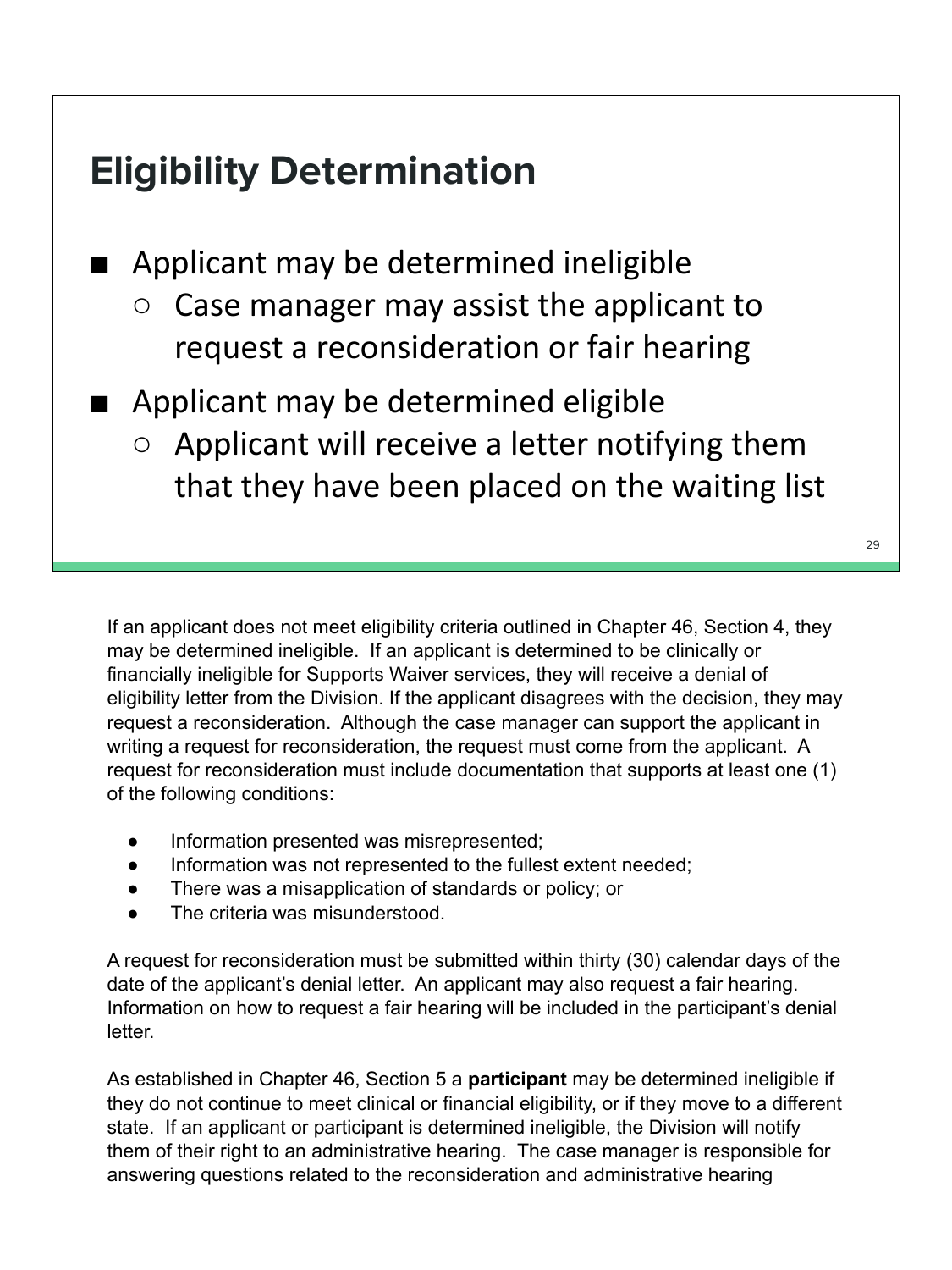## Eligibility Determination

- Applicant may be determined ineligible
  - Case manager may assist the applicant to request a reconsideration or fair hearing
- Applicant may be determined eligible
  - Applicant will receive a letter notifying them that they have been placed on the waiting list

If an applicant does not meet eligibility criteria outlined in Chapter 46, Section 4, they may be determined ineligible. If an applicant is determined to be clinically or financially ineligible for Supports Waiver services, they will receive a denial of eligibility letter from the Division. If the applicant disagrees with the decision, they may request a reconsideration. Although the case manager can support the applicant in writing a request for reconsideration, the request must come from the applicant. A request for reconsideration must include documentation that supports at least one (1) of the following conditions:

- Information presented was misrepresented;
- Information was not represented to the fullest extent needed;
- There was a misapplication of standards or policy; or
- The criteria was misunderstood.

A request for reconsideration must be submitted within thirty (30) calendar days of the date of the applicant's denial letter. An applicant may also request a fair hearing. Information on how to request a fair hearing will be included in the participant's denial letter.

As established in Chapter 46, Section 5 a **participant** may be determined ineligible if they do not continue to meet clinical or financial eligibility, or if they move to a different state. If an applicant or participant is determined ineligible, the Division will notify them of their right to an administrative hearing. The case manager is responsible for answering questions related to the reconsideration and administrative hearing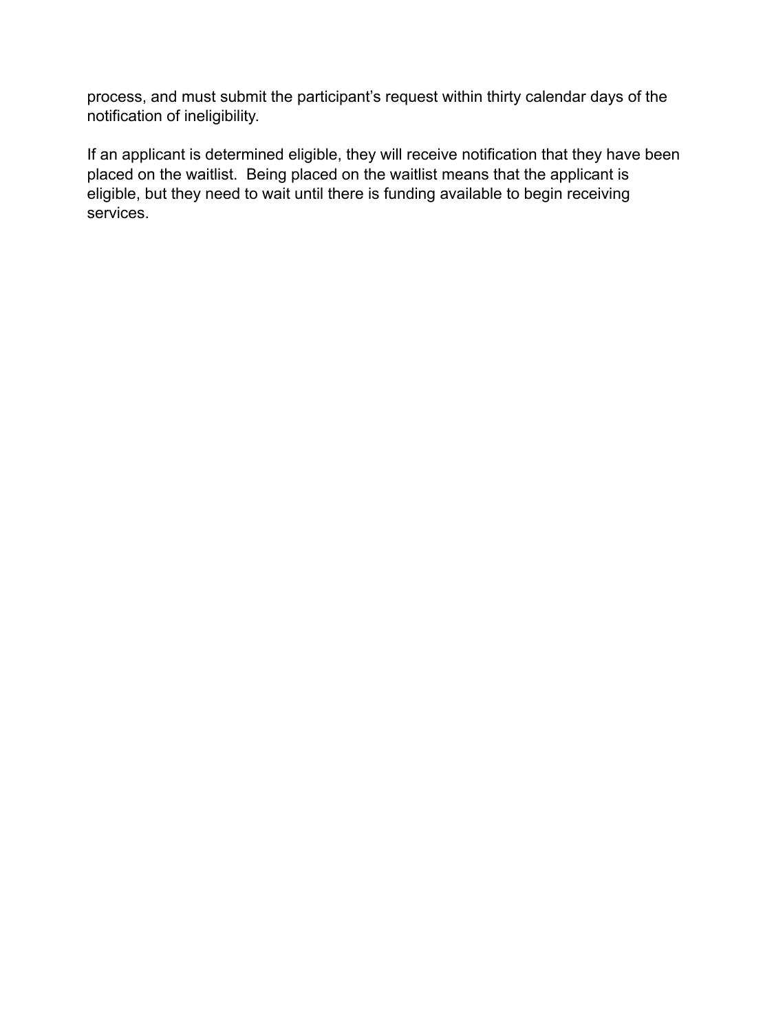process, and must submit the participant's request within thirty calendar days of the notification of ineligibility.

If an applicant is determined eligible, they will receive notification that they have been placed on the waitlist. Being placed on the waitlist means that the applicant is eligible, but they need to wait until there is funding available to begin receiving services.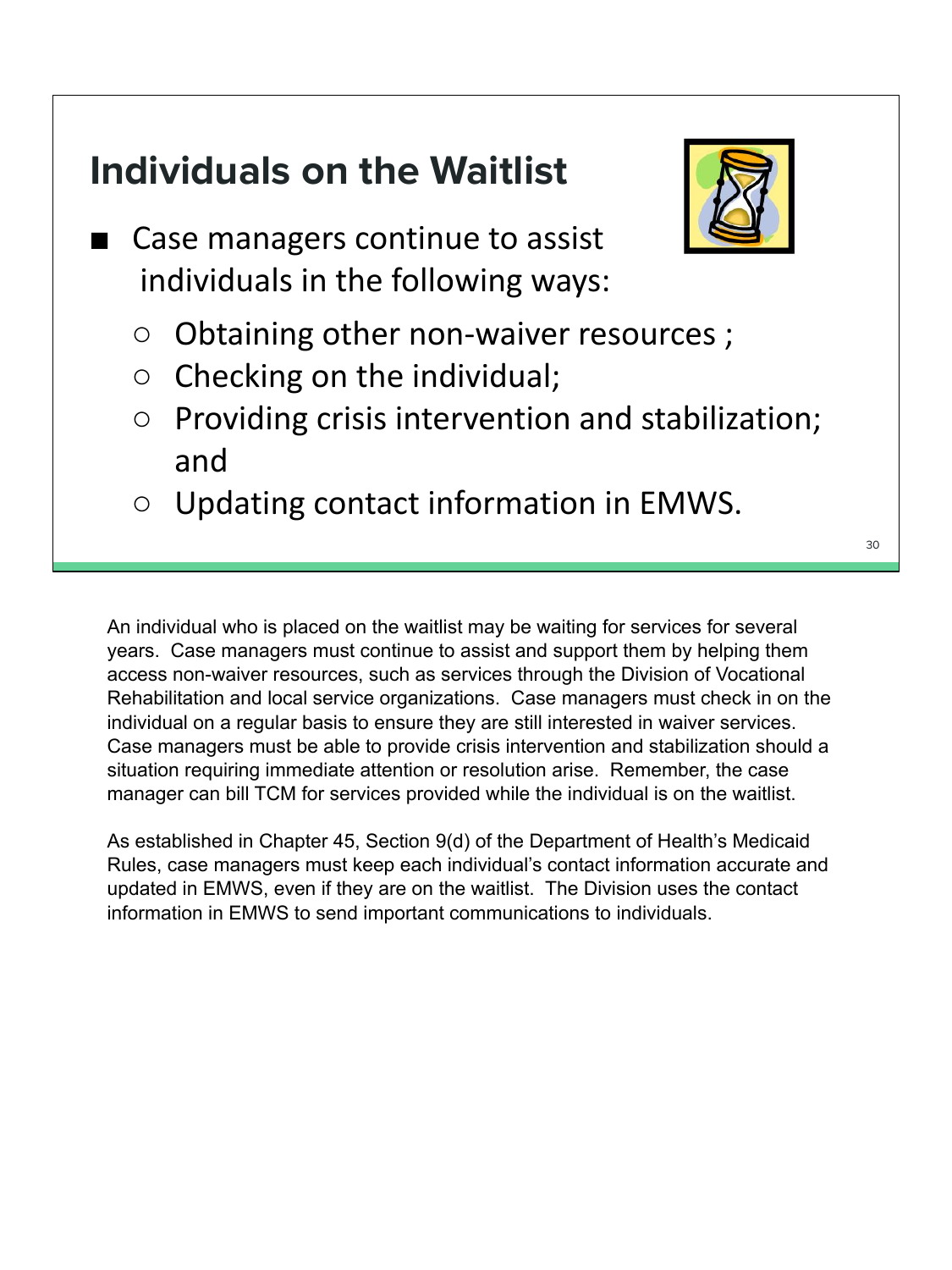## Individuals on the Waitlist

- Case managers continue to assist individuals in the following ways:
  - Obtaining other non-waiver resources ;
  - Checking on the individual;
  - Providing crisis intervention and stabilization; and
  - Updating contact information in EMWS.

An individual who is placed on the waitlist may be waiting for services for several years. Case managers must continue to assist and support them by helping them access non-waiver resources, such as services through the Division of Vocational Rehabilitation and local service organizations. Case managers must check in on the individual on a regular basis to ensure they are still interested in waiver services. Case managers must be able to provide crisis intervention and stabilization should a situation requiring immediate attention or resolution arise. Remember, the case manager can bill TCM for services provided while the individual is on the waitlist.

As established in Chapter 45, Section 9(d) of the Department of Health's Medicaid Rules, case managers must keep each individual's contact information accurate and updated in EMWS, even if they are on the waitlist. The Division uses the contact information in EMWS to send important communications to individuals.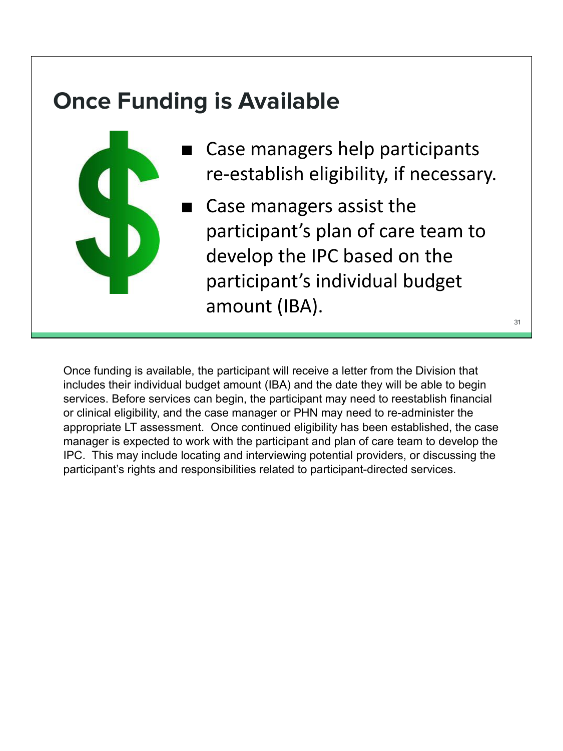## Once Funding is Available

- Case managers help participants re-establish eligibility, if necessary.
- Case managers assist the participant's plan of care team to develop the IPC based on the participant's individual budget amount (IBA).

Once funding is available, the participant will receive a letter from the Division that includes their individual budget amount (IBA) and the date they will be able to begin services. Before services can begin, the participant may need to reestablish financial or clinical eligibility, and the case manager or PHN may need to re-administer the appropriate LT assessment. Once continued eligibility has been established, the case manager is expected to work with the participant and plan of care team to develop the IPC. This may include locating and interviewing potential providers, or discussing the participant's rights and responsibilities related to participant-directed services.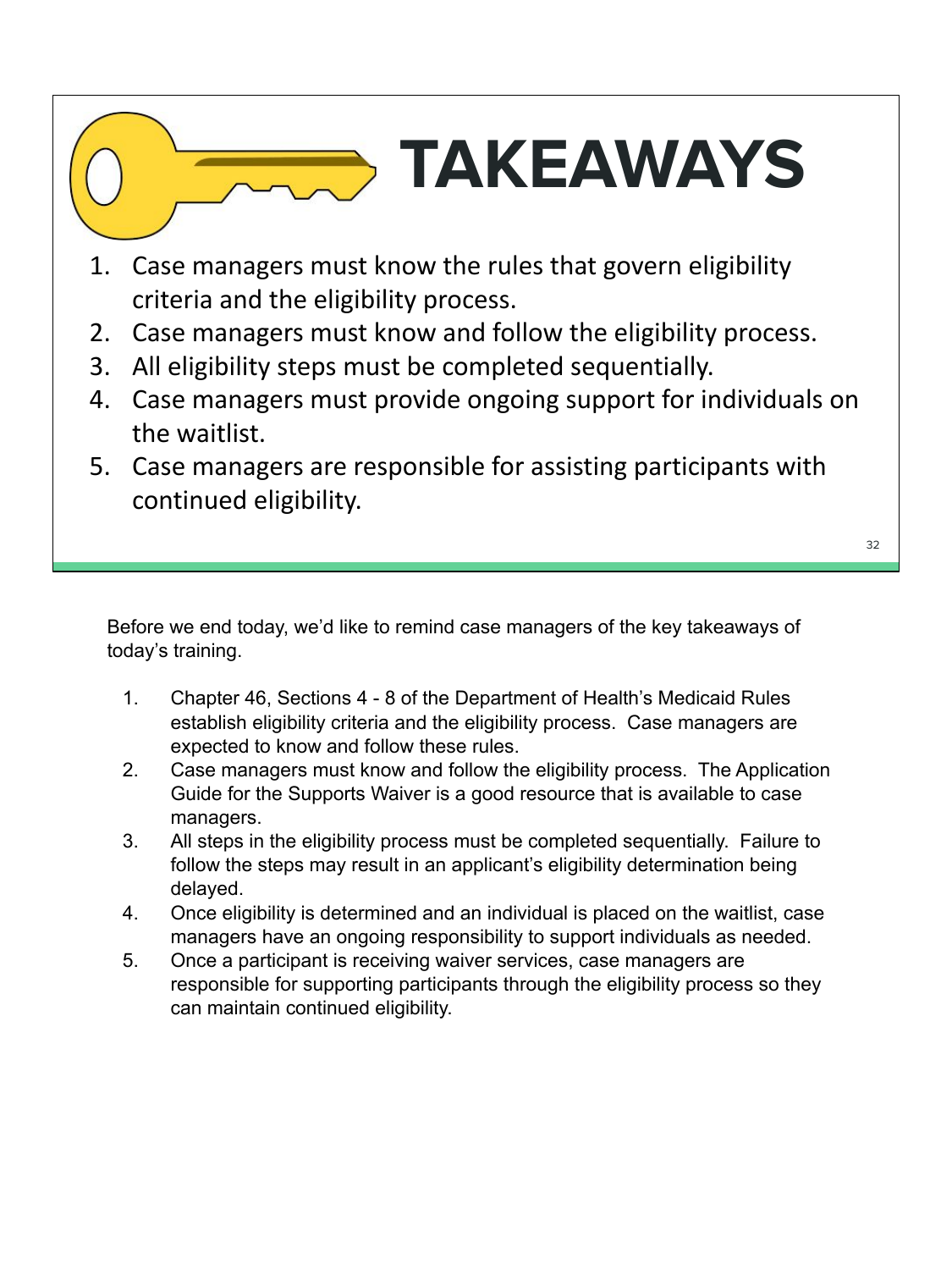# TAKEAWAYS

1. Case managers must know the rules that govern eligibility criteria and the eligibility process.
2. Case managers must know and follow the eligibility process.
3. All eligibility steps must be completed sequentially.
4. Case managers must provide ongoing support for individuals on the waitlist.
5. Case managers are responsible for assisting participants with continued eligibility.

Before we end today, we'd like to remind case managers of the key takeaways of today's training.

1. Chapter 46, Sections 4 - 8 of the Department of Health's Medicaid Rules establish eligibility criteria and the eligibility process. Case managers are expected to know and follow these rules.
2. Case managers must know and follow the eligibility process. The Application Guide for the Supports Waiver is a good resource that is available to case managers.
3. All steps in the eligibility process must be completed sequentially. Failure to follow the steps may result in an applicant's eligibility determination being delayed.
4. Once eligibility is determined and an individual is placed on the waitlist, case managers have an ongoing responsibility to support individuals as needed.
5. Once a participant is receiving waiver services, case managers are responsible for supporting participants through the eligibility process so they can maintain continued eligibility.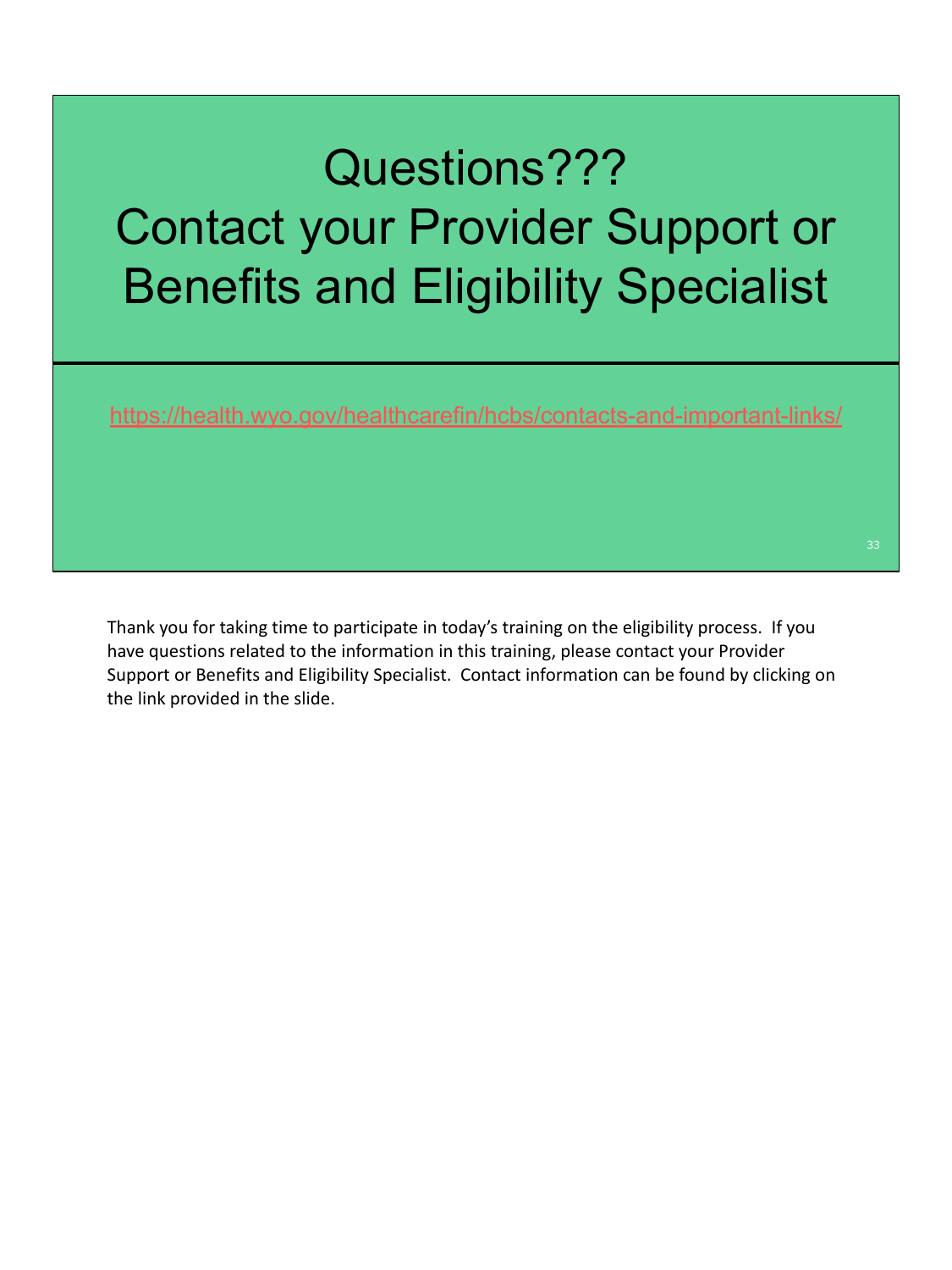# Questions???
# Contact your Provider Support or Benefits and Eligibility Specialist

https://health.wyo.gov/healthcarefin/hcbs/contacts-and-important-links/

Thank you for taking time to participate in today's training on the eligibility process. If you have questions related to the information in this training, please contact your Provider Support or Benefits and Eligibility Specialist. Contact information can be found by clicking on the link provided in the slide.